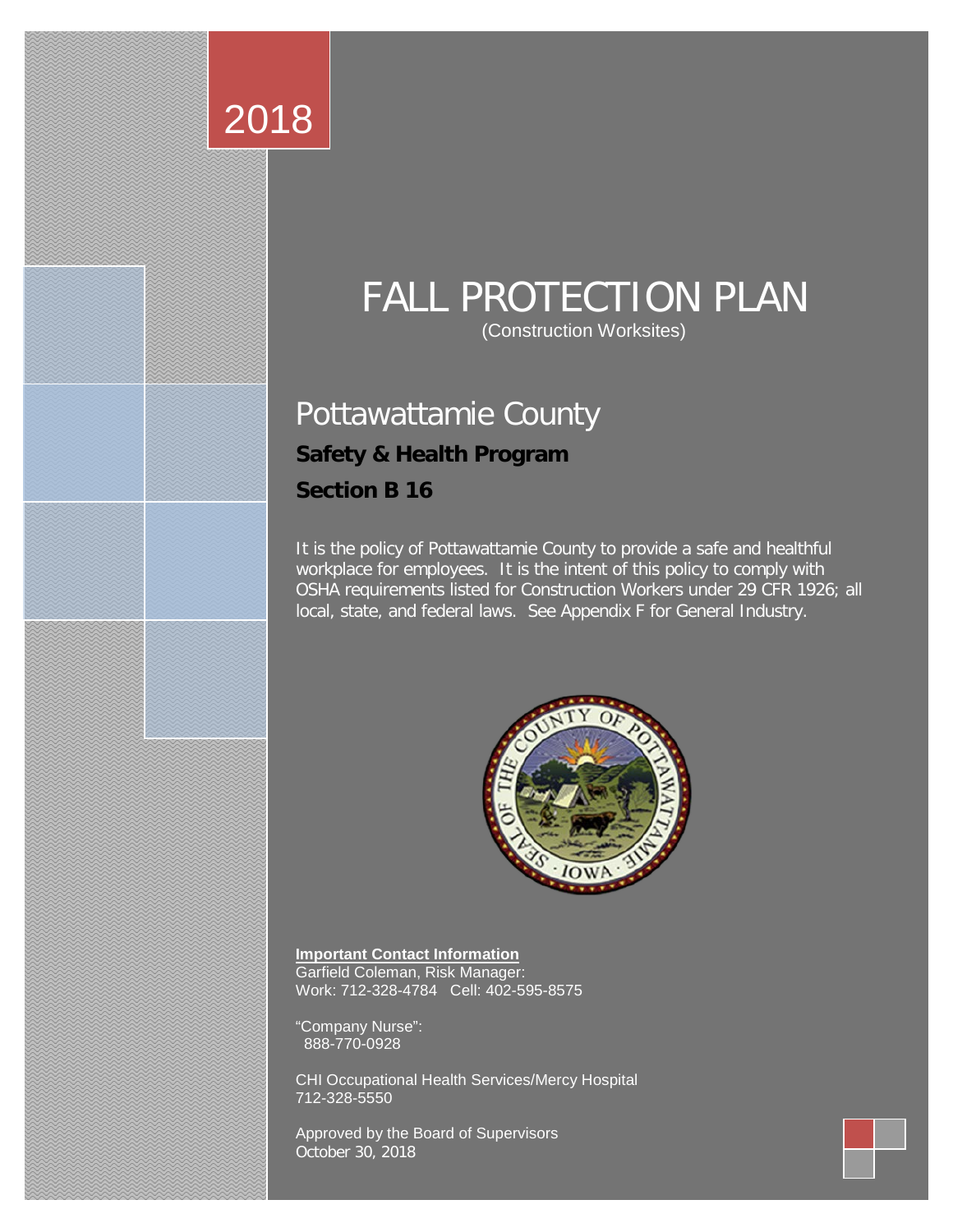2018

# FALL PROTECTION PLAN

(Construction Worksites)

## Pottawattamie County

**Safety & Health Program**

**Section B 16**

It is the policy of Pottawattamie County to provide a safe and healthful workplace for employees. It is the intent of this policy to comply with OSHA requirements listed for Construction Workers under 29 CFR 1926; all local, state, and federal laws. See Appendix F for General Industry.

**Important Contact Information**

Garfield Coleman, Risk Manager:
Work: 712-328-4784 Cell: 402-595-8575

"Company Nurse":
888-770-0928

CHI Occupational Health Services/Mercy Hospital
712-328-5550

Approved by the Board of Supervisors
October 30, 2018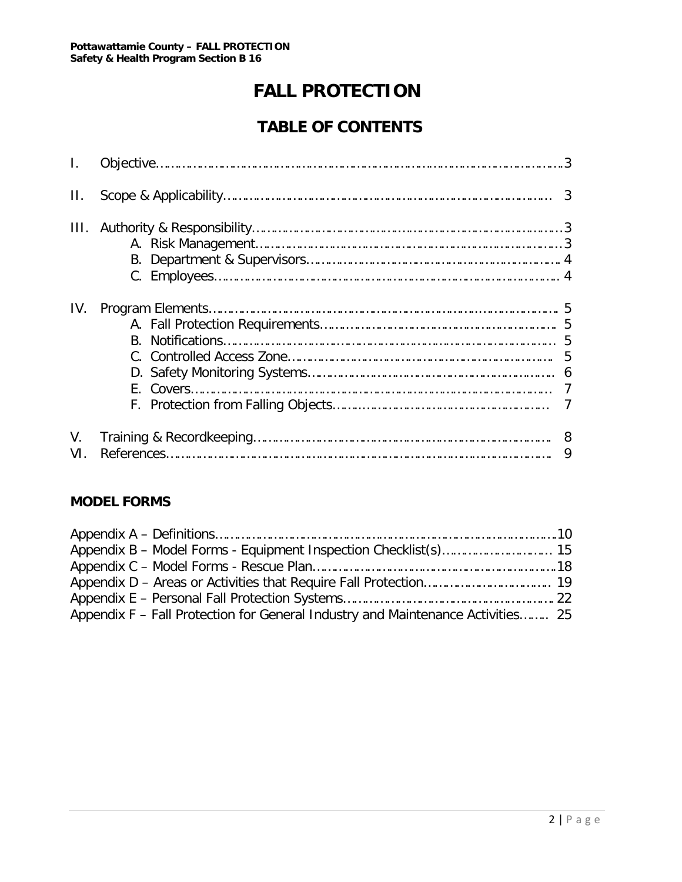# FALL PROTECTION

## TABLE OF CONTENTS

I. Objective……………………………………………………………………………………3

II. Scope & Applicability………………………………………………………………… 3

III. Authority & Responsibility……………………………………………………………3
   - A. Risk Management……………………………………………………………………3
   - B. Department & Supervisors………………………………………………………… 4
   - C. Employees……………………………………………………………………………4

IV. Program Elements……………………………………………………………………… 5
   - A. Fall Protection Requirements…………………………………………………… 5
   - B. Notifications………………………………………………………………………… 5
   - C. Controlled Access Zone………………………………………………………… 5
   - D. Safety Monitoring Systems……………………………………………………… 6
   - E. Covers……………………………………………………………………………… 7
   - F. Protection from Falling Objects……………………………………………… 7

V. Training & Recordkeeping……………………………………………………………… 8

VI. References……………………………………………………………………………… 9

### MODEL FORMS

Appendix A – Definitions……………………………………………………………………10

Appendix B – Model Forms - Equipment Inspection Checklist(s)……………………… 15

Appendix C – Model Forms - Rescue Plan…………………………………………………18

Appendix D – Areas or Activities that Require Fall Protection………………………… 19

Appendix E – Personal Fall Protection Systems………………………………………… 22

Appendix F – Fall Protection for General Industry and Maintenance Activities……… 25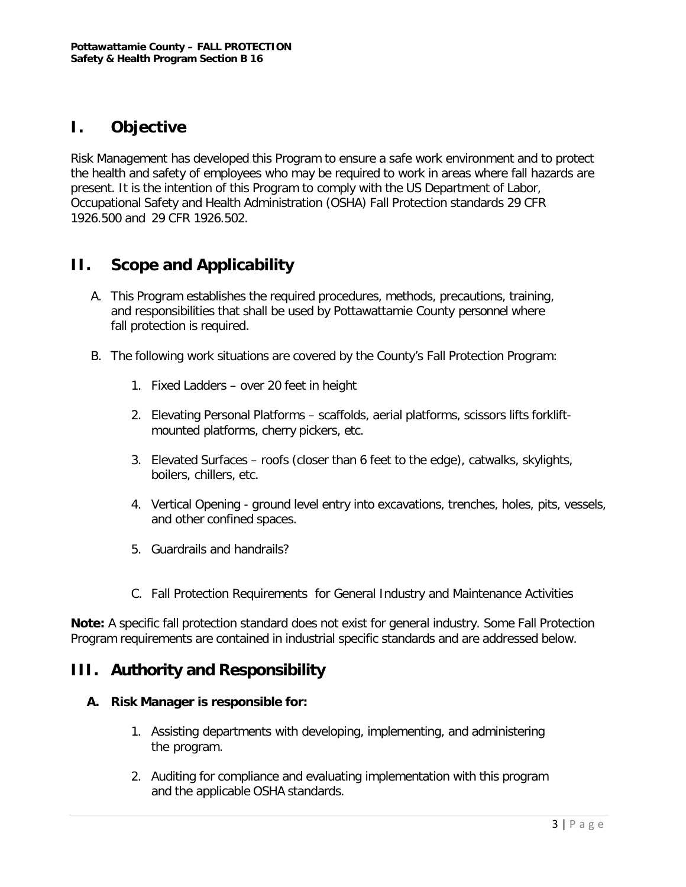# I. Objective

Risk Management has developed this Program to ensure a safe work environment and to protect the health and safety of employees who may be required to work in areas where fall hazards are present. It is the intention of this Program to comply with the US Department of Labor, Occupational Safety and Health Administration (OSHA) Fall Protection standards 29 CFR 1926.500 and 29 CFR 1926.502.

# II. Scope and Applicability

A. This Program establishes the required procedures, methods, precautions, training, and responsibilities that shall be used by Pottawattamie County personnel where fall protection is required.

B. The following work situations are covered by the County's Fall Protection Program:

1. Fixed Ladders – over 20 feet in height

2. Elevating Personal Platforms – scaffolds, aerial platforms, scissors lifts forklift-mounted platforms, cherry pickers, etc.

3. Elevated Surfaces – roofs (closer than 6 feet to the edge), catwalks, skylights, boilers, chillers, etc.

4. Vertical Opening - ground level entry into excavations, trenches, holes, pits, vessels, and other confined spaces.

5. Guardrails and handrails?

C. Fall Protection Requirements for General Industry and Maintenance Activities

**Note:** A specific fall protection standard does not exist for general industry. Some Fall Protection Program requirements are contained in industrial specific standards and are addressed below.

# III. Authority and Responsibility

**A. Risk Manager is responsible for:**

1. Assisting departments with developing, implementing, and administering the program.

2. Auditing for compliance and evaluating implementation with this program and the applicable OSHA standards.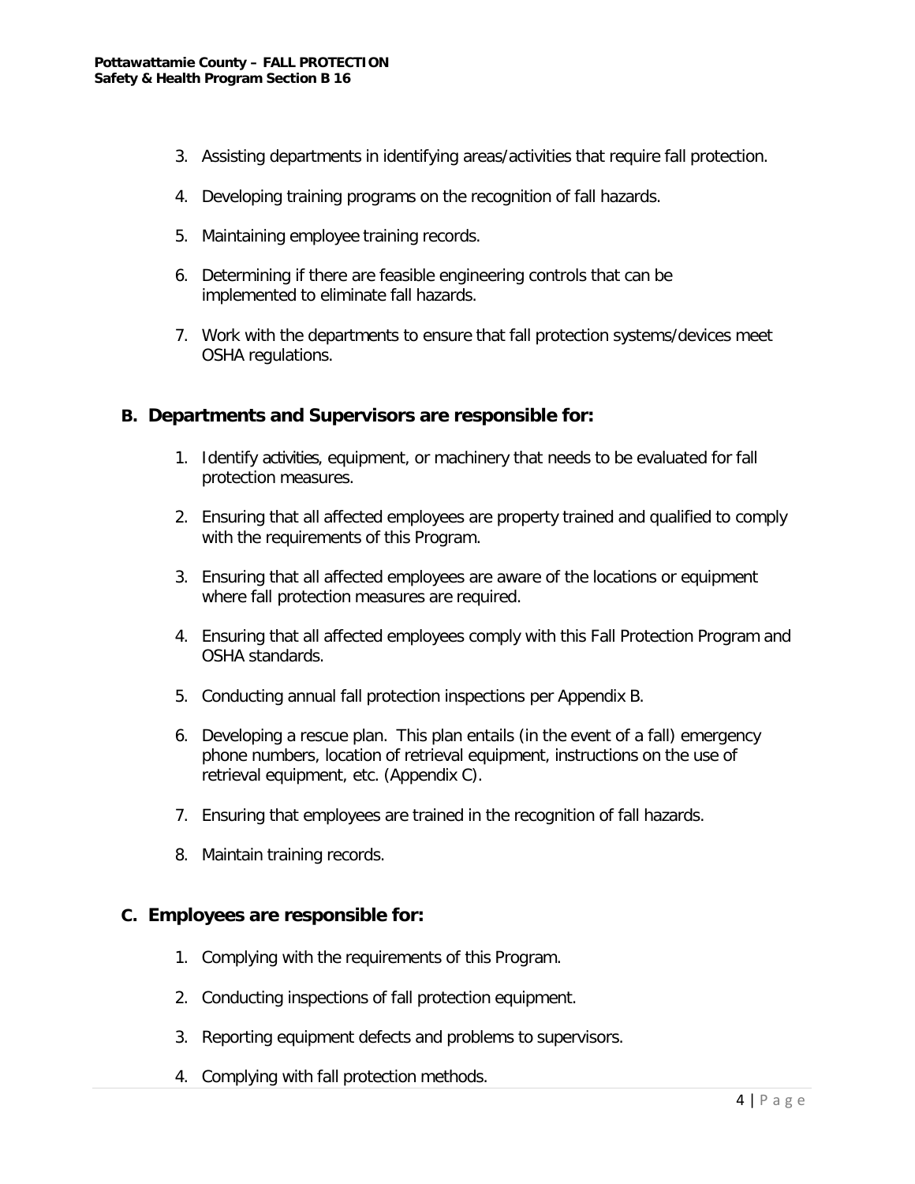3. Assisting departments in identifying areas/activities that require fall protection.

4. Developing training programs on the recognition of fall hazards.

5. Maintaining employee training records.

6. Determining if there are feasible engineering controls that can be implemented to eliminate fall hazards.

7. Work with the departments to ensure that fall protection systems/devices meet OSHA regulations.

## B. Departments and Supervisors are responsible for:

1. Identify activities, equipment, or machinery that needs to be evaluated for fall protection measures.

2. Ensuring that all affected employees are property trained and qualified to comply with the requirements of this Program.

3. Ensuring that all affected employees are aware of the locations or equipment where fall protection measures are required.

4. Ensuring that all affected employees comply with this Fall Protection Program and OSHA standards.

5. Conducting annual fall protection inspections per Appendix B.

6. Developing a rescue plan. This plan entails (in the event of a fall) emergency phone numbers, location of retrieval equipment, instructions on the use of retrieval equipment, etc. (Appendix C).

7. Ensuring that employees are trained in the recognition of fall hazards.

8. Maintain training records.

## C. Employees are responsible for:

1. Complying with the requirements of this Program.

2. Conducting inspections of fall protection equipment.

3. Reporting equipment defects and problems to supervisors.

4. Complying with fall protection methods.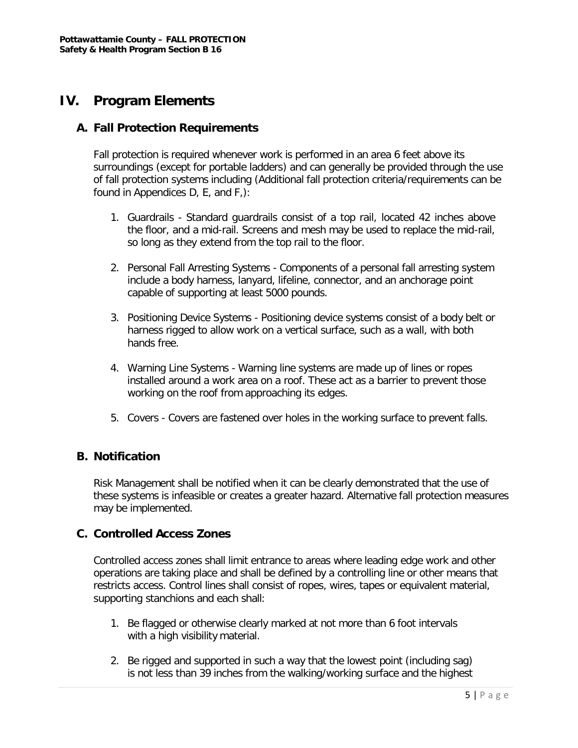# IV. Program Elements

## A. Fall Protection Requirements

Fall protection is required whenever work is performed in an area 6 feet above its surroundings (except for portable ladders) and can generally be provided through the use of fall protection systems including (Additional fall protection criteria/requirements can be found in Appendices D, E, and F,):

1. Guardrails - Standard guardrails consist of a top rail, located 42 inches above the floor, and a mid-rail. Screens and mesh may be used to replace the mid-rail, so long as they extend from the top rail to the floor.

2. Personal Fall Arresting Systems - Components of a personal fall arresting system include a body harness, lanyard, lifeline, connector, and an anchorage point capable of supporting at least 5000 pounds.

3. Positioning Device Systems - Positioning device systems consist of a body belt or harness rigged to allow work on a vertical surface, such as a wall, with both hands free.

4. Warning Line Systems - Warning line systems are made up of lines or ropes installed around a work area on a roof. These act as a barrier to prevent those working on the roof from approaching its edges.

5. Covers - Covers are fastened over holes in the working surface to prevent falls.

## B. Notification

Risk Management shall be notified when it can be clearly demonstrated that the use of these systems is infeasible or creates a greater hazard. Alternative fall protection measures may be implemented.

## C. Controlled Access Zones

Controlled access zones shall limit entrance to areas where leading edge work and other operations are taking place and shall be defined by a controlling line or other means that restricts access. Control lines shall consist of ropes, wires, tapes or equivalent material, supporting stanchions and each shall:

1. Be flagged or otherwise clearly marked at not more than 6 foot intervals with a high visibility material.

2. Be rigged and supported in such a way that the lowest point (including sag) is not less than 39 inches from the walking/working surface and the highest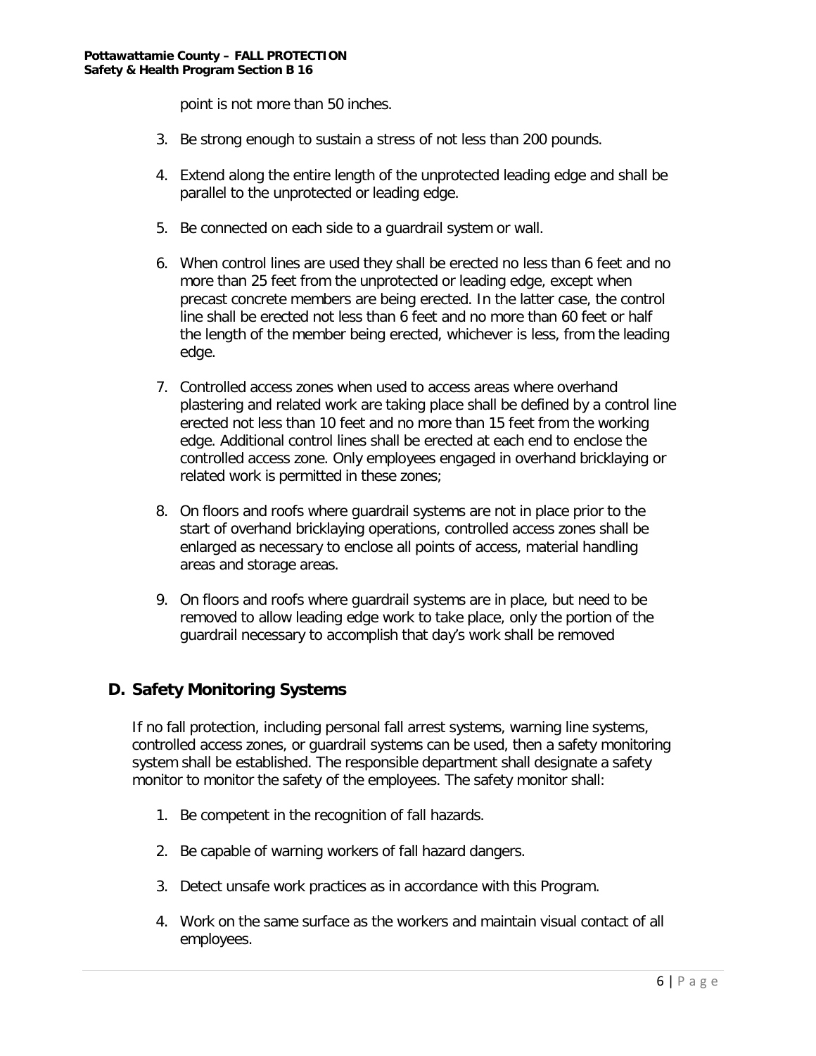point is not more than 50 inches.

3. Be strong enough to sustain a stress of not less than 200 pounds.

4. Extend along the entire length of the unprotected leading edge and shall be parallel to the unprotected or leading edge.

5. Be connected on each side to a guardrail system or wall.

6. When control lines are used they shall be erected no less than 6 feet and no more than 25 feet from the unprotected or leading edge, except when precast concrete members are being erected. In the latter case, the control line shall be erected not less than 6 feet and no more than 60 feet or half the length of the member being erected, whichever is less, from the leading edge.

7. Controlled access zones when used to access areas where overhand plastering and related work are taking place shall be defined by a control line erected not less than 10 feet and no more than 15 feet from the working edge. Additional control lines shall be erected at each end to enclose the controlled access zone. Only employees engaged in overhand bricklaying or related work is permitted in these zones;

8. On floors and roofs where guardrail systems are not in place prior to the start of overhand bricklaying operations, controlled access zones shall be enlarged as necessary to enclose all points of access, material handling areas and storage areas.

9. On floors and roofs where guardrail systems are in place, but need to be removed to allow leading edge work to take place, only the portion of the guardrail necessary to accomplish that day's work shall be removed

## D. Safety Monitoring Systems

If no fall protection, including personal fall arrest systems, warning line systems, controlled access zones, or guardrail systems can be used, then a safety monitoring system shall be established. The responsible department shall designate a safety monitor to monitor the safety of the employees. The safety monitor shall:

1. Be competent in the recognition of fall hazards.

2. Be capable of warning workers of fall hazard dangers.

3. Detect unsafe work practices as in accordance with this Program.

4. Work on the same surface as the workers and maintain visual contact of all employees.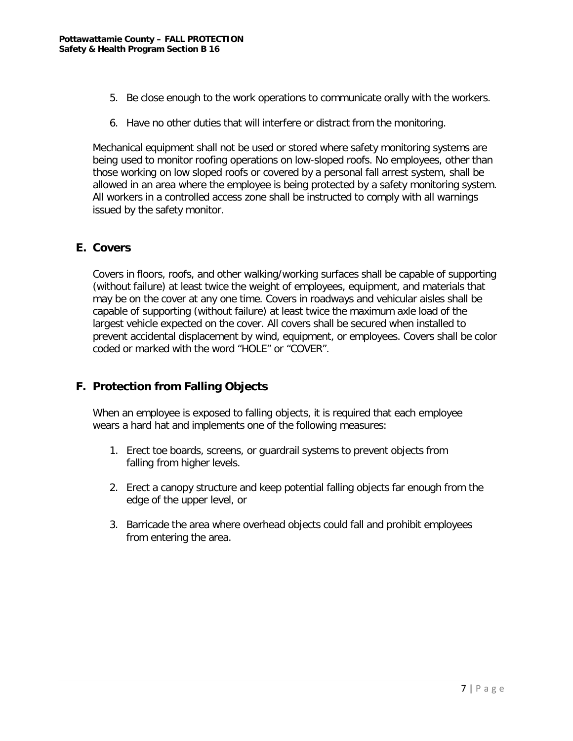5. Be close enough to the work operations to communicate orally with the workers.

6. Have no other duties that will interfere or distract from the monitoring.

Mechanical equipment shall not be used or stored where safety monitoring systems are being used to monitor roofing operations on low-sloped roofs. No employees, other than those working on low sloped roofs or covered by a personal fall arrest system, shall be allowed in an area where the employee is being protected by a safety monitoring system. All workers in a controlled access zone shall be instructed to comply with all warnings issued by the safety monitor.

## E. Covers

Covers in floors, roofs, and other walking/working surfaces shall be capable of supporting (without failure) at least twice the weight of employees, equipment, and materials that may be on the cover at any one time. Covers in roadways and vehicular aisles shall be capable of supporting (without failure) at least twice the maximum axle load of the largest vehicle expected on the cover. All covers shall be secured when installed to prevent accidental displacement by wind, equipment, or employees. Covers shall be color coded or marked with the word "HOLE" or "COVER".

## F. Protection from Falling Objects

When an employee is exposed to falling objects, it is required that each employee wears a hard hat and implements one of the following measures:

1. Erect toe boards, screens, or guardrail systems to prevent objects from falling from higher levels.

2. Erect a canopy structure and keep potential falling objects far enough from the edge of the upper level, or

3. Barricade the area where overhead objects could fall and prohibit employees from entering the area.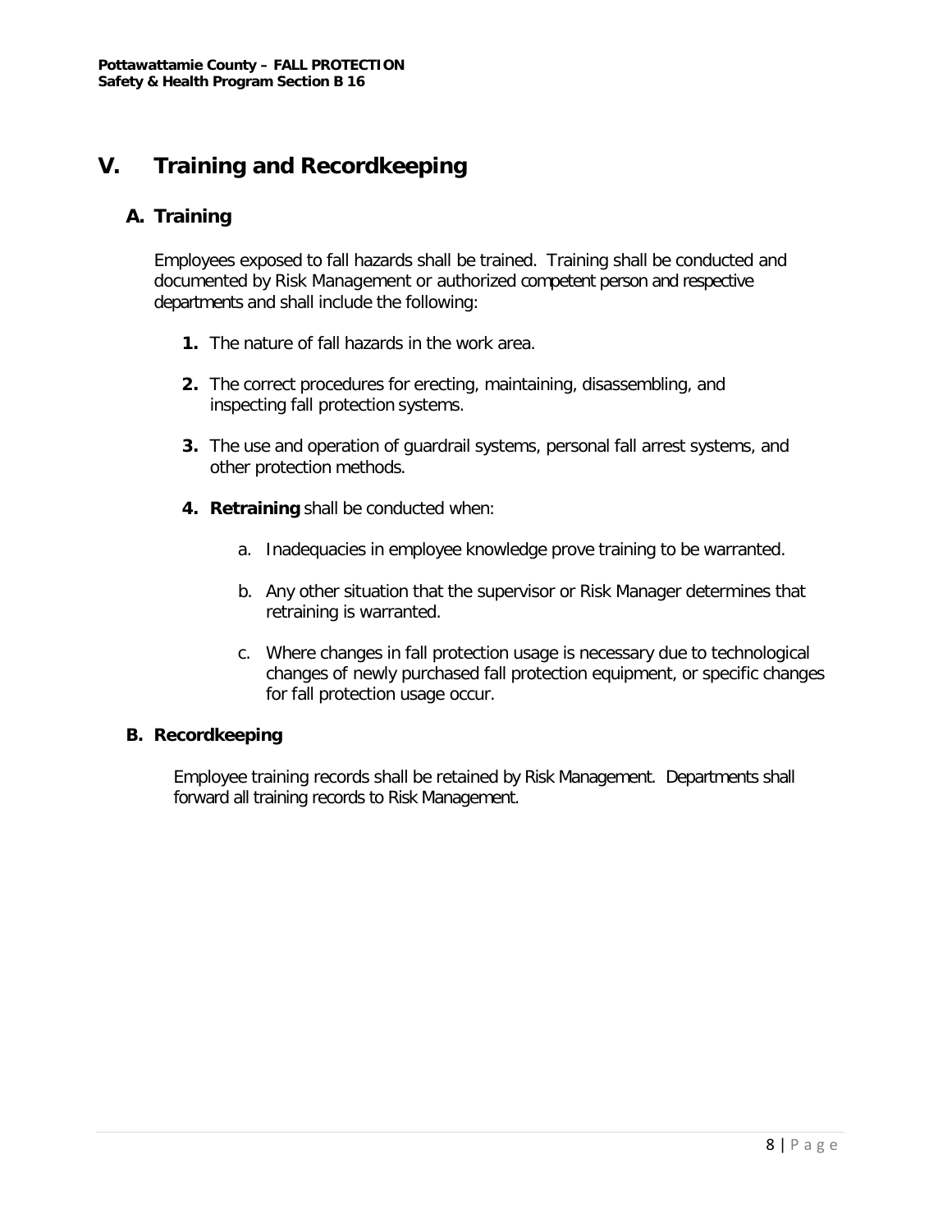# V. Training and Recordkeeping

## A. Training

Employees exposed to fall hazards shall be trained. Training shall be conducted and documented by Risk Management or authorized competent person and respective departments and shall include the following:

1. The nature of fall hazards in the work area.

2. The correct procedures for erecting, maintaining, disassembling, and inspecting fall protection systems.

3. The use and operation of guardrail systems, personal fall arrest systems, and other protection methods.

4. **Retraining** shall be conducted when:

    a. Inadequacies in employee knowledge prove training to be warranted.

    b. Any other situation that the supervisor or Risk Manager determines that retraining is warranted.

    c. Where changes in fall protection usage is necessary due to technological changes of newly purchased fall protection equipment, or specific changes for fall protection usage occur.

## B. Recordkeeping

Employee training records shall be retained by Risk Management. Departments shall forward all training records to Risk Management.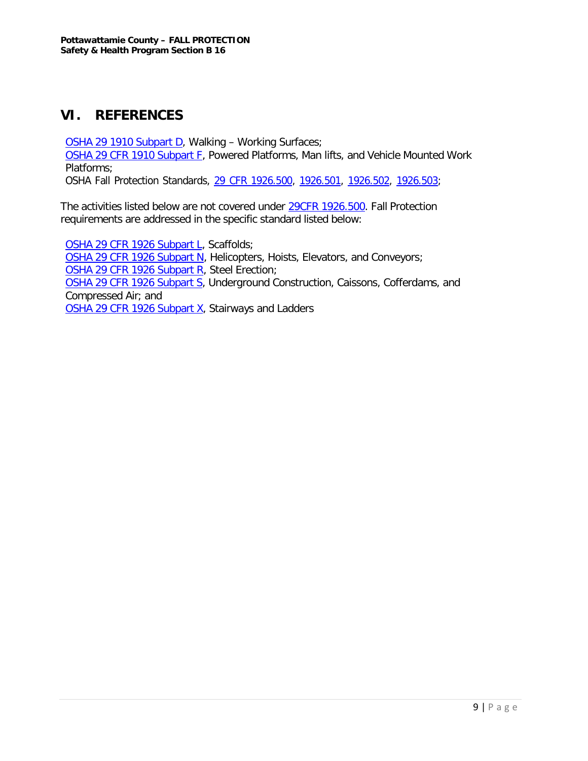## VI. REFERENCES

OSHA 29 1910 Subpart D, Walking – Working Surfaces;
OSHA 29 CFR 1910 Subpart F, Powered Platforms, Man lifts, and Vehicle Mounted Work Platforms;
OSHA Fall Protection Standards, 29 CFR 1926.500, 1926.501, 1926.502, 1926.503;

The activities listed below are not covered under 29CFR 1926.500. Fall Protection requirements are addressed in the specific standard listed below:

OSHA 29 CFR 1926 Subpart L, Scaffolds;
OSHA 29 CFR 1926 Subpart N, Helicopters, Hoists, Elevators, and Conveyors;
OSHA 29 CFR 1926 Subpart R, Steel Erection;
OSHA 29 CFR 1926 Subpart S, Underground Construction, Caissons, Cofferdams, and Compressed Air; and
OSHA 29 CFR 1926 Subpart X, Stairways and Ladders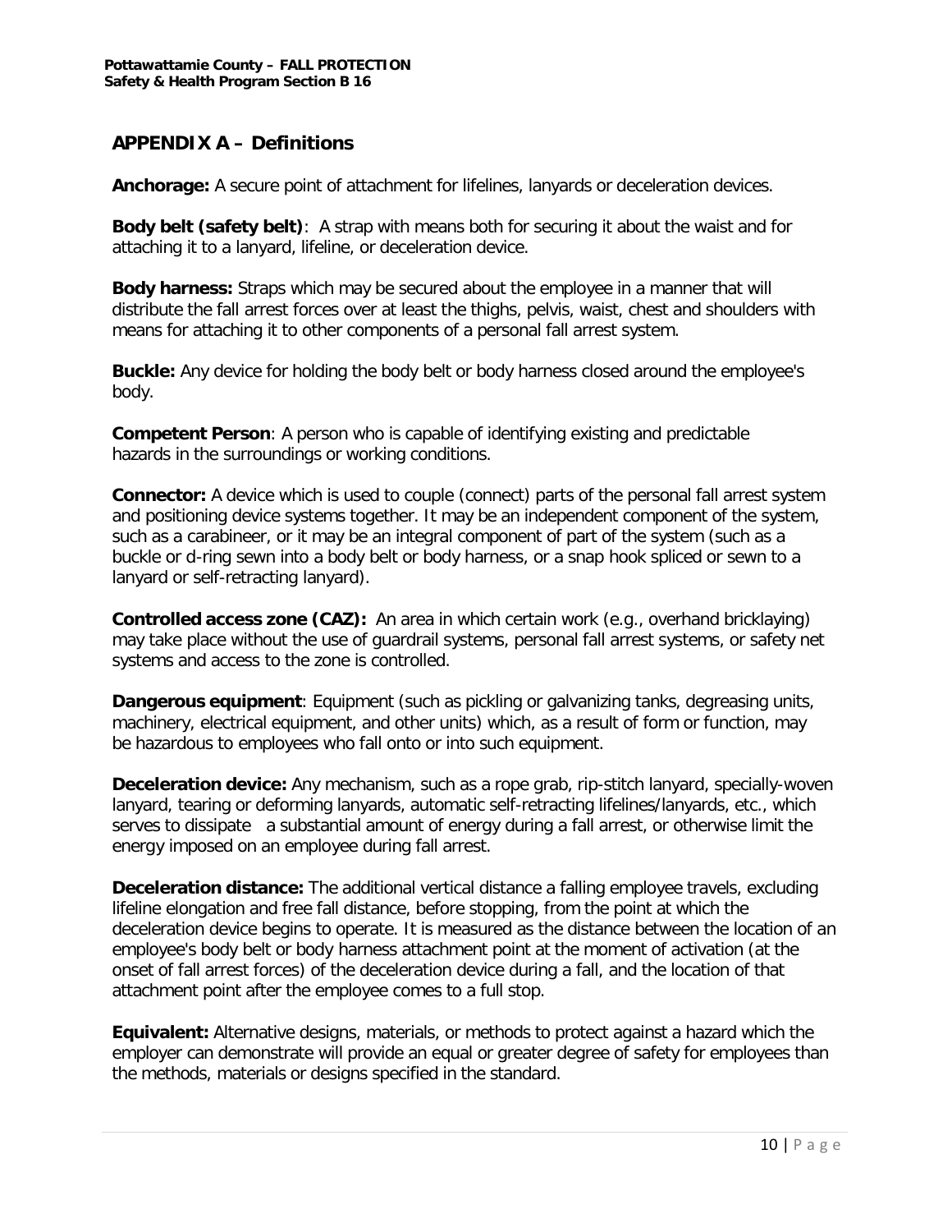## APPENDIX A – Definitions

**Anchorage:** A secure point of attachment for lifelines, lanyards or deceleration devices.

**Body belt (safety belt)**: A strap with means both for securing it about the waist and for attaching it to a lanyard, lifeline, or deceleration device.

**Body harness:** Straps which may be secured about the employee in a manner that will distribute the fall arrest forces over at least the thighs, pelvis, waist, chest and shoulders with means for attaching it to other components of a personal fall arrest system.

**Buckle:** Any device for holding the body belt or body harness closed around the employee's body.

**Competent Person**: A person who is capable of identifying existing and predictable hazards in the surroundings or working conditions.

**Connector:** A device which is used to couple (connect) parts of the personal fall arrest system and positioning device systems together. It may be an independent component of the system, such as a carabineer, or it may be an integral component of part of the system (such as a buckle or d-ring sewn into a body belt or body harness, or a snap hook spliced or sewn to a lanyard or self-retracting lanyard).

**Controlled access zone (CAZ):** An area in which certain work (e.g., overhand bricklaying) may take place without the use of guardrail systems, personal fall arrest systems, or safety net systems and access to the zone is controlled.

**Dangerous equipment**: Equipment (such as pickling or galvanizing tanks, degreasing units, machinery, electrical equipment, and other units) which, as a result of form or function, may be hazardous to employees who fall onto or into such equipment.

**Deceleration device:** Any mechanism, such as a rope grab, rip-stitch lanyard, specially-woven lanyard, tearing or deforming lanyards, automatic self-retracting lifelines/lanyards, etc., which serves to dissipate a substantial amount of energy during a fall arrest, or otherwise limit the energy imposed on an employee during fall arrest.

**Deceleration distance:** The additional vertical distance a falling employee travels, excluding lifeline elongation and free fall distance, before stopping, from the point at which the deceleration device begins to operate. It is measured as the distance between the location of an employee's body belt or body harness attachment point at the moment of activation (at the onset of fall arrest forces) of the deceleration device during a fall, and the location of that attachment point after the employee comes to a full stop.

**Equivalent:** Alternative designs, materials, or methods to protect against a hazard which the employer can demonstrate will provide an equal or greater degree of safety for employees than the methods, materials or designs specified in the standard.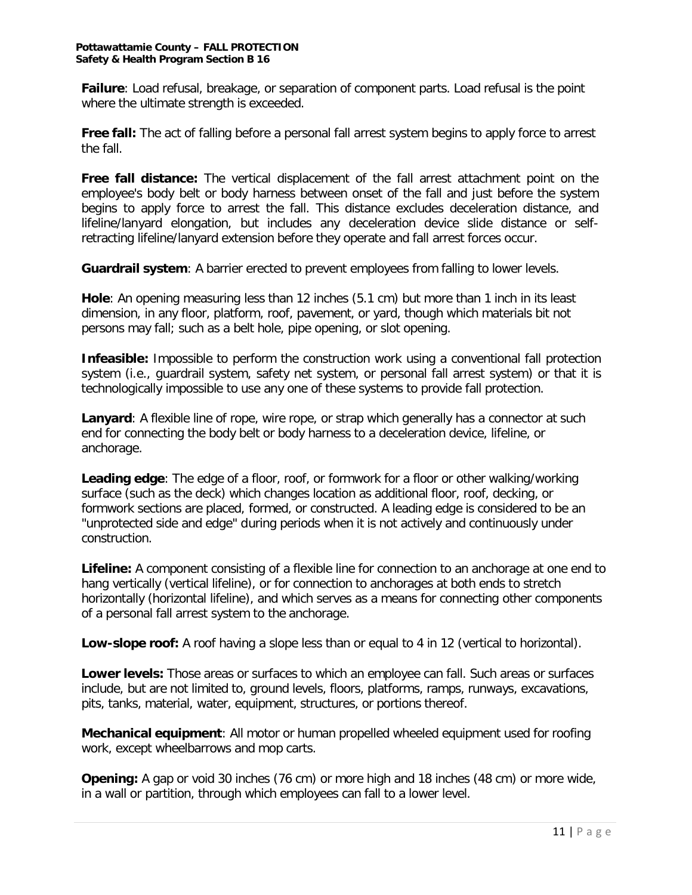**Failure**: Load refusal, breakage, or separation of component parts. Load refusal is the point where the ultimate strength is exceeded.

**Free fall:** The act of falling before a personal fall arrest system begins to apply force to arrest the fall.

**Free fall distance:** The vertical displacement of the fall arrest attachment point on the employee's body belt or body harness between onset of the fall and just before the system begins to apply force to arrest the fall. This distance excludes deceleration distance, and lifeline/lanyard elongation, but includes any deceleration device slide distance or self-retracting lifeline/lanyard extension before they operate and fall arrest forces occur.

**Guardrail system**: A barrier erected to prevent employees from falling to lower levels.

**Hole**: An opening measuring less than 12 inches (5.1 cm) but more than 1 inch in its least dimension, in any floor, platform, roof, pavement, or yard, though which materials bit not persons may fall; such as a belt hole, pipe opening, or slot opening.

**Infeasible:** Impossible to perform the construction work using a conventional fall protection system (i.e., guardrail system, safety net system, or personal fall arrest system) or that it is technologically impossible to use any one of these systems to provide fall protection.

**Lanyard**: A flexible line of rope, wire rope, or strap which generally has a connector at such end for connecting the body belt or body harness to a deceleration device, lifeline, or anchorage.

**Leading edge**: The edge of a floor, roof, or formwork for a floor or other walking/working surface (such as the deck) which changes location as additional floor, roof, decking, or formwork sections are placed, formed, or constructed. A leading edge is considered to be an "unprotected side and edge" during periods when it is not actively and continuously under construction.

**Lifeline:** A component consisting of a flexible line for connection to an anchorage at one end to hang vertically (vertical lifeline), or for connection to anchorages at both ends to stretch horizontally (horizontal lifeline), and which serves as a means for connecting other components of a personal fall arrest system to the anchorage.

**Low-slope roof:** A roof having a slope less than or equal to 4 in 12 (vertical to horizontal).

**Lower levels:** Those areas or surfaces to which an employee can fall. Such areas or surfaces include, but are not limited to, ground levels, floors, platforms, ramps, runways, excavations, pits, tanks, material, water, equipment, structures, or portions thereof.

**Mechanical equipment**: All motor or human propelled wheeled equipment used for roofing work, except wheelbarrows and mop carts.

**Opening:** A gap or void 30 inches (76 cm) or more high and 18 inches (48 cm) or more wide, in a wall or partition, through which employees can fall to a lower level.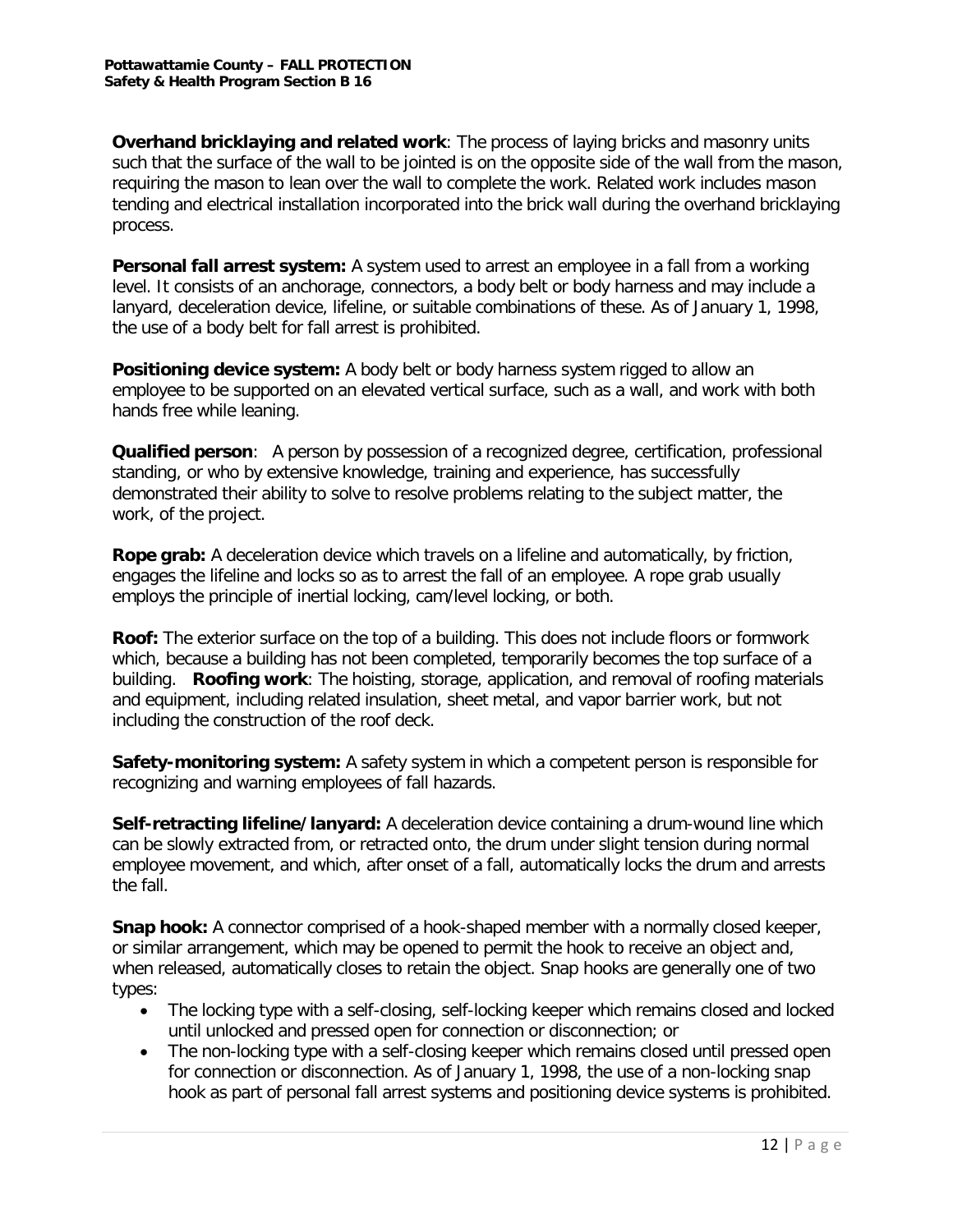**Overhand bricklaying and related work**: The process of laying bricks and masonry units such that the surface of the wall to be jointed is on the opposite side of the wall from the mason, requiring the mason to lean over the wall to complete the work. Related work includes mason tending and electrical installation incorporated into the brick wall during the overhand bricklaying process.

**Personal fall arrest system:** A system used to arrest an employee in a fall from a working level. It consists of an anchorage, connectors, a body belt or body harness and may include a lanyard, deceleration device, lifeline, or suitable combinations of these. As of January 1, 1998, the use of a body belt for fall arrest is prohibited.

**Positioning device system:** A body belt or body harness system rigged to allow an employee to be supported on an elevated vertical surface, such as a wall, and work with both hands free while leaning.

**Qualified person**: A person by possession of a recognized degree, certification, professional standing, or who by extensive knowledge, training and experience, has successfully demonstrated their ability to solve to resolve problems relating to the subject matter, the work, of the project.

**Rope grab:** A deceleration device which travels on a lifeline and automatically, by friction, engages the lifeline and locks so as to arrest the fall of an employee. A rope grab usually employs the principle of inertial locking, cam/level locking, or both.

**Roof:** The exterior surface on the top of a building. This does not include floors or formwork which, because a building has not been completed, temporarily becomes the top surface of a building. **Roofing work**: The hoisting, storage, application, and removal of roofing materials and equipment, including related insulation, sheet metal, and vapor barrier work, but not including the construction of the roof deck.

**Safety-monitoring system:** A safety system in which a competent person is responsible for recognizing and warning employees of fall hazards.

**Self-retracting lifeline/lanyard:** A deceleration device containing a drum-wound line which can be slowly extracted from, or retracted onto, the drum under slight tension during normal employee movement, and which, after onset of a fall, automatically locks the drum and arrests the fall.

**Snap hook:** A connector comprised of a hook-shaped member with a normally closed keeper, or similar arrangement, which may be opened to permit the hook to receive an object and, when released, automatically closes to retain the object. Snap hooks are generally one of two types:

- The locking type with a self-closing, self-locking keeper which remains closed and locked until unlocked and pressed open for connection or disconnection; or
- The non-locking type with a self-closing keeper which remains closed until pressed open for connection or disconnection. As of January 1, 1998, the use of a non-locking snap hook as part of personal fall arrest systems and positioning device systems is prohibited.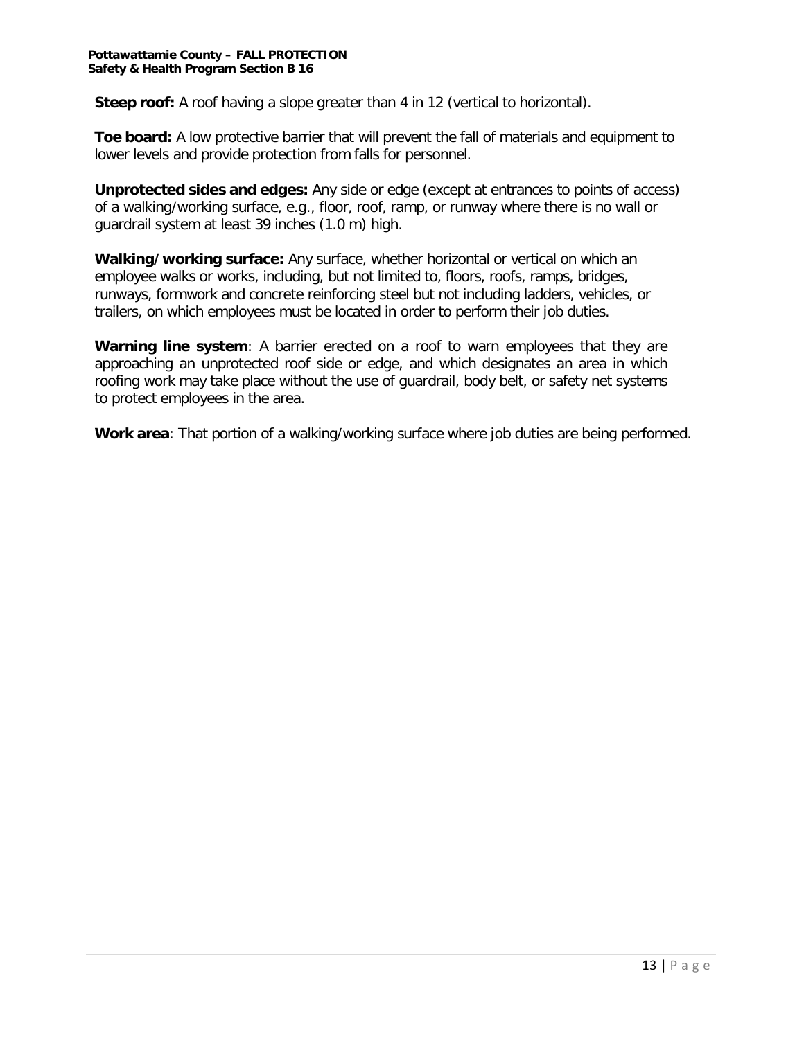**Steep roof:** A roof having a slope greater than 4 in 12 (vertical to horizontal).

**Toe board:** A low protective barrier that will prevent the fall of materials and equipment to lower levels and provide protection from falls for personnel.

**Unprotected sides and edges:** Any side or edge (except at entrances to points of access) of a walking/working surface, e.g., floor, roof, ramp, or runway where there is no wall or guardrail system at least 39 inches (1.0 m) high.

**Walking/working surface:** Any surface, whether horizontal or vertical on which an employee walks or works, including, but not limited to, floors, roofs, ramps, bridges, runways, formwork and concrete reinforcing steel but not including ladders, vehicles, or trailers, on which employees must be located in order to perform their job duties.

**Warning line system**: A barrier erected on a roof to warn employees that they are approaching an unprotected roof side or edge, and which designates an area in which roofing work may take place without the use of guardrail, body belt, or safety net systems to protect employees in the area.

**Work area**: That portion of a walking/working surface where job duties are being performed.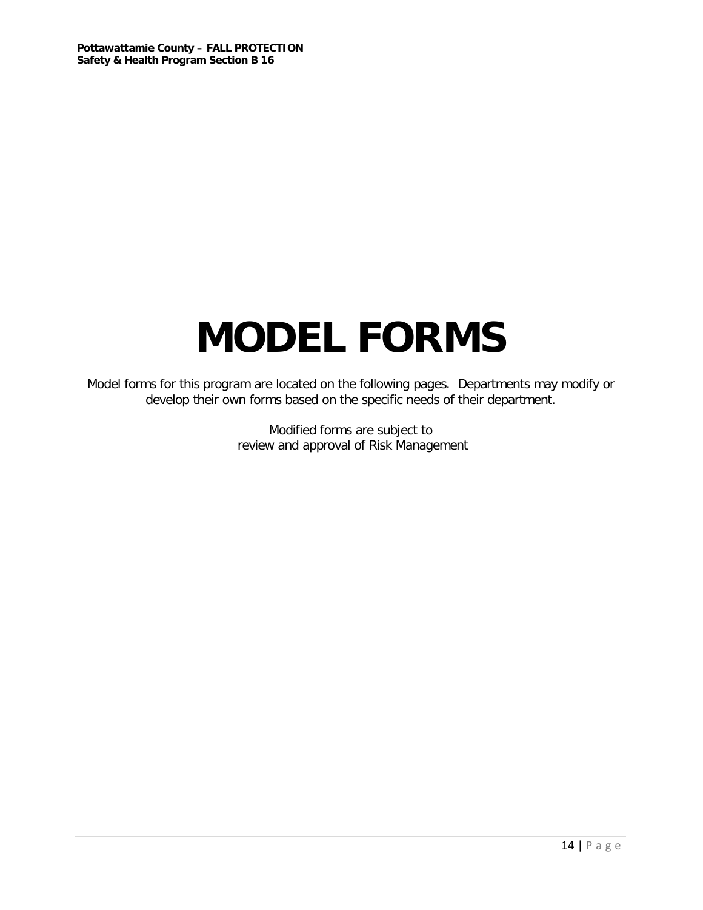# MODEL FORMS

Model forms for this program are located on the following pages. Departments may modify or develop their own forms based on the specific needs of their department.

Modified forms are subject to review and approval of Risk Management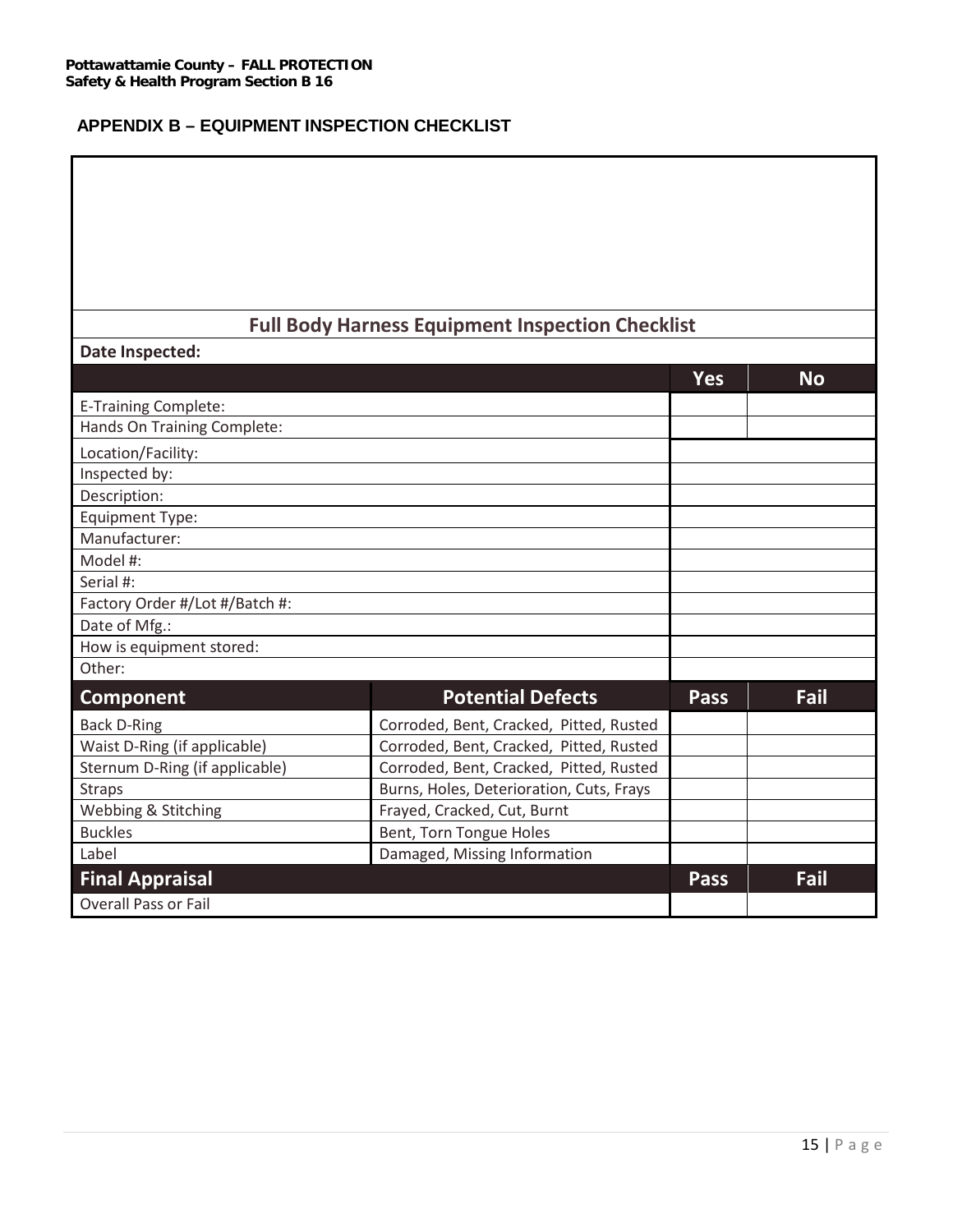## APPENDIX B – EQUIPMENT INSPECTION CHECKLIST

| Full Body Harness Equipment Inspection Checklist | | | |
|---|---|---|---|
| **Date Inspected:** | | | |
| | | **Yes** | **No** |
| E-Training Complete: | | | |
| Hands On Training Complete: | | | |
| Location/Facility: | | | |
| Inspected by: | | | |
| Description: | | | |
| Equipment Type: | | | |
| Manufacturer: | | | |
| Model #: | | | |
| Serial #: | | | |
| Factory Order #/Lot #/Batch #: | | | |
| Date of Mfg.: | | | |
| How is equipment stored: | | | |
| Other: | | | |
| **Component** | **Potential Defects** | **Pass** | **Fail** |
| Back D-Ring | Corroded, Bent, Cracked, Pitted, Rusted | | |
| Waist D-Ring (if applicable) | Corroded, Bent, Cracked, Pitted, Rusted | | |
| Sternum D-Ring (if applicable) | Corroded, Bent, Cracked, Pitted, Rusted | | |
| Straps | Burns, Holes, Deterioration, Cuts, Frays | | |
| Webbing & Stitching | Frayed, Cracked, Cut, Burnt | | |
| Buckles | Bent, Torn Tongue Holes | | |
| Label | Damaged, Missing Information | | |
| **Final Appraisal** | | **Pass** | **Fail** |
| Overall Pass or Fail | | | |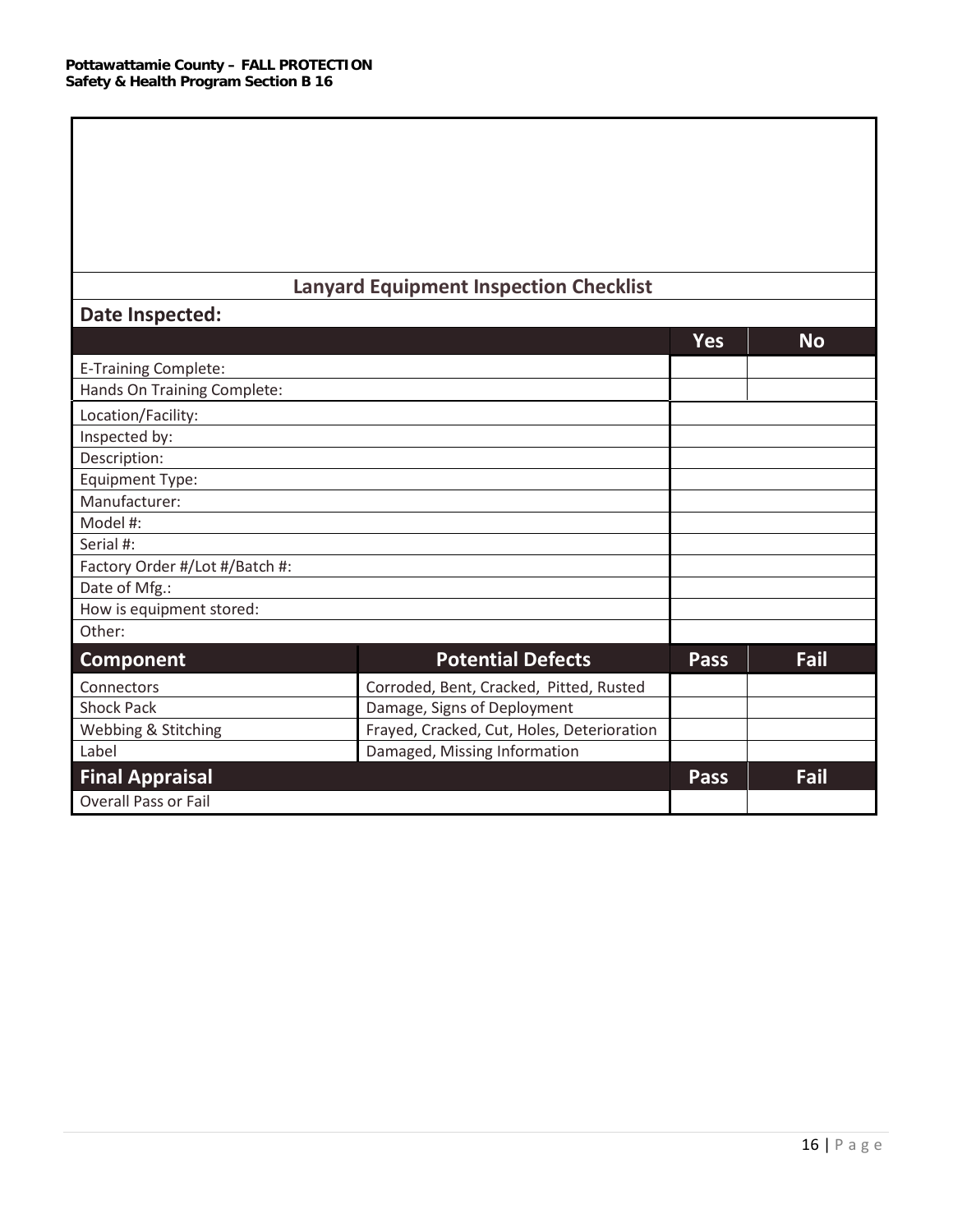## Lanyard Equipment Inspection Checklist

**Date Inspected:**

| | Yes | No |
|---|---|---|
| E-Training Complete: | | |
| Hands On Training Complete: | | |

| | |
|---|---|
| Location/Facility: | |
| Inspected by: | |
| Description: | |
| Equipment Type: | |
| Manufacturer: | |
| Model #: | |
| Serial #: | |
| Factory Order #/Lot #/Batch #: | |
| Date of Mfg.: | |
| How is equipment stored: | |
| Other: | |

| Component | Potential Defects | Pass | Fail |
|---|---|---|---|
| Connectors | Corroded, Bent, Cracked, Pitted, Rusted | | |
| Shock Pack | Damage, Signs of Deployment | | |
| Webbing & Stitching | Frayed, Cracked, Cut, Holes, Deterioration | | |
| Label | Damaged, Missing Information | | |

| Final Appraisal | Pass | Fail |
|---|---|---|
| Overall Pass or Fail | | |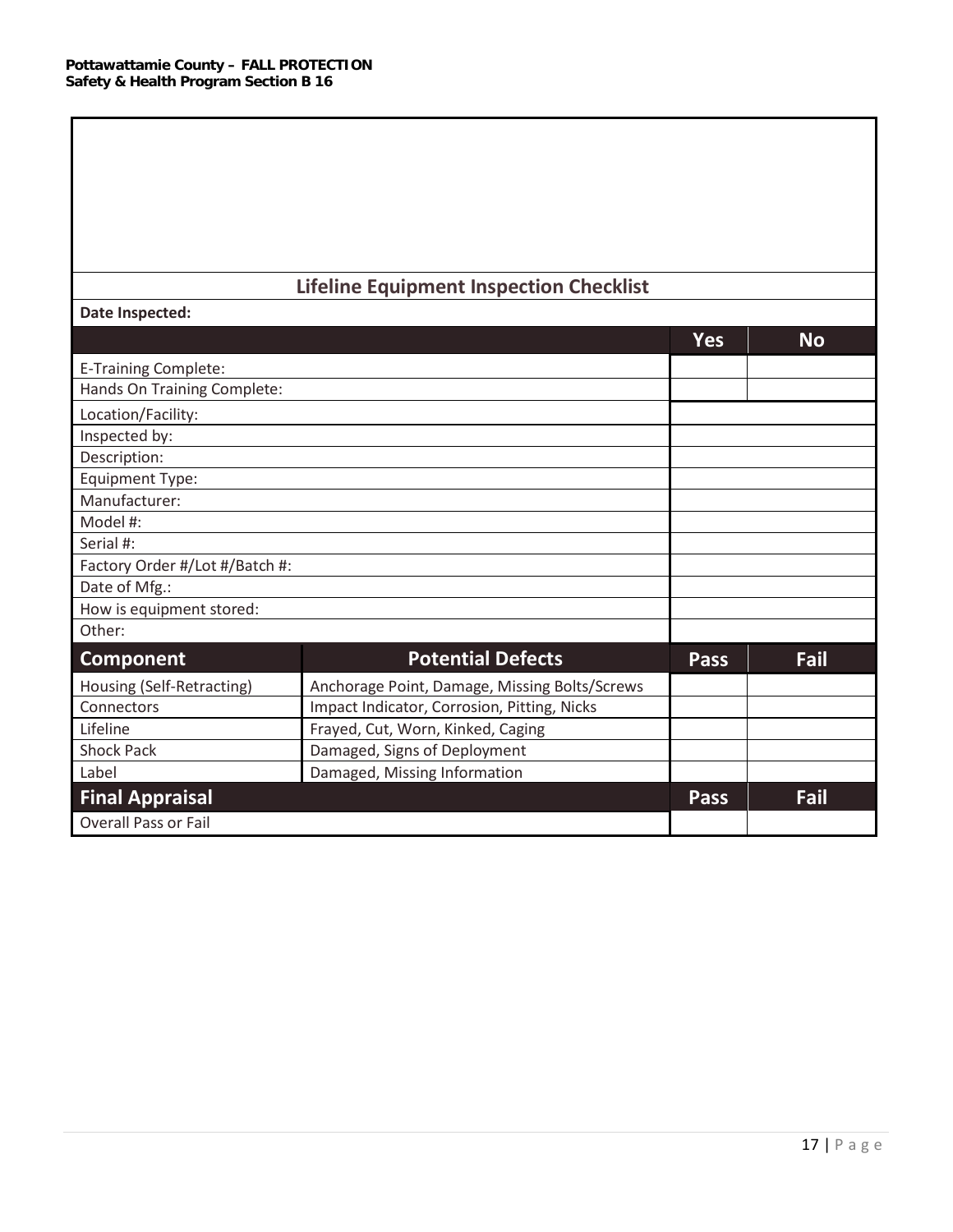## Lifeline Equipment Inspection Checklist

**Date Inspected:**

| | Yes | No |
|---|---|---|
| E-Training Complete: | | |
| Hands On Training Complete: | | |

| | |
|---|---|
| Location/Facility: | |
| Inspected by: | |
| Description: | |
| Equipment Type: | |
| Manufacturer: | |
| Model #: | |
| Serial #: | |
| Factory Order #/Lot #/Batch #: | |
| Date of Mfg.: | |
| How is equipment stored: | |
| Other: | |

| Component | Potential Defects | Pass | Fail |
|---|---|---|---|
| Housing (Self-Retracting) | Anchorage Point, Damage, Missing Bolts/Screws | | |
| Connectors | Impact Indicator, Corrosion, Pitting, Nicks | | |
| Lifeline | Frayed, Cut, Worn, Kinked, Caging | | |
| Shock Pack | Damaged, Signs of Deployment | | |
| Label | Damaged, Missing Information | | |

| Final Appraisal | Pass | Fail |
|---|---|---|
| Overall Pass or Fail | | |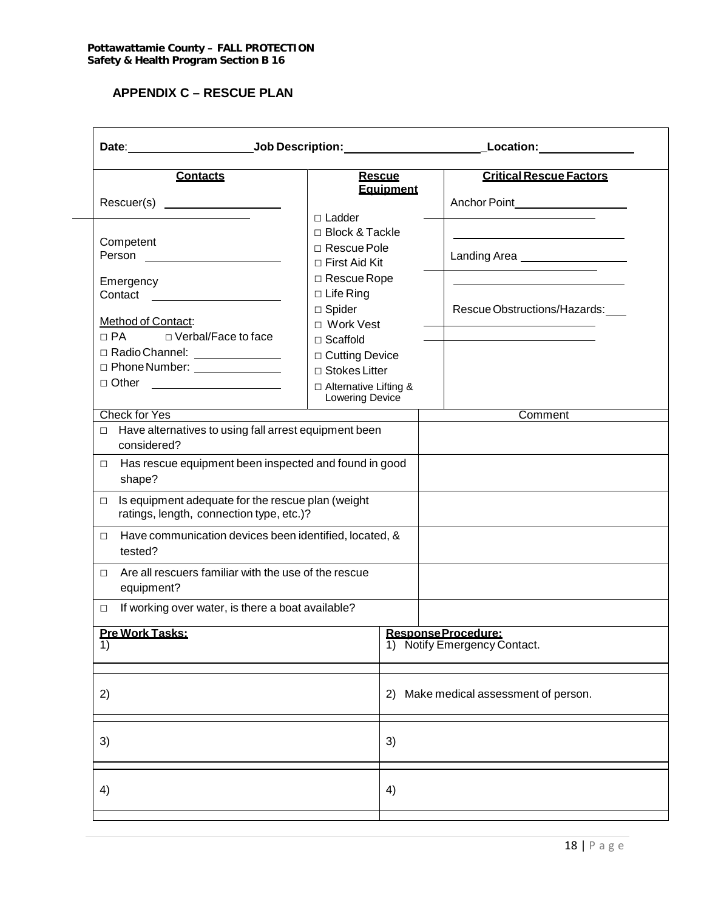## APPENDIX C – RESCUE PLAN

**Date**: ____________________ **Job Description:** ______________________ **Location:** _______________

| **Contacts** | **Rescue Equipment** | **Critical Rescue Factors** |
|---|---|---|
| Rescuer(s) ____________________<br><br>Competent Person ____________________<br><br>Emergency Contact ____________________<br><br>Method of Contact:<br>□ PA □ Verbal/Face to face<br>□ Radio Channel: ______________<br>□ Phone Number: ______________<br>□ Other ____________________ | □ Ladder<br>□ Block & Tackle<br>□ Rescue Pole<br>□ First Aid Kit<br>□ Rescue Rope<br>□ Life Ring<br>□ Spider<br>□ Work Vest<br>□ Scaffold<br>□ Cutting Device<br>□ Stokes Litter<br>□ Alternative Lifting & Lowering Device | Anchor Point ____________________<br>____________________<br><br>Landing Area ____________________<br>____________________<br><br>Rescue Obstructions/Hazards: ___<br>____________________ |

| Check for Yes | Comment |
|---|---|
| □ Have alternatives to using fall arrest equipment been considered? | |
| □ Has rescue equipment been inspected and found in good shape? | |
| □ Is equipment adequate for the rescue plan (weight ratings, length, connection type, etc.)? | |
| □ Have communication devices been identified, located, & tested? | |
| □ Are all rescuers familiar with the use of the rescue equipment? | |
| □ If working over water, is there a boat available? | |

| **Pre Work Tasks:** | **Response Procedure:** |
|---|---|
| 1) | 1) Notify Emergency Contact. |
| 2) | 2) Make medical assessment of person. |
| 3) | 3) |
| 4) | 4) |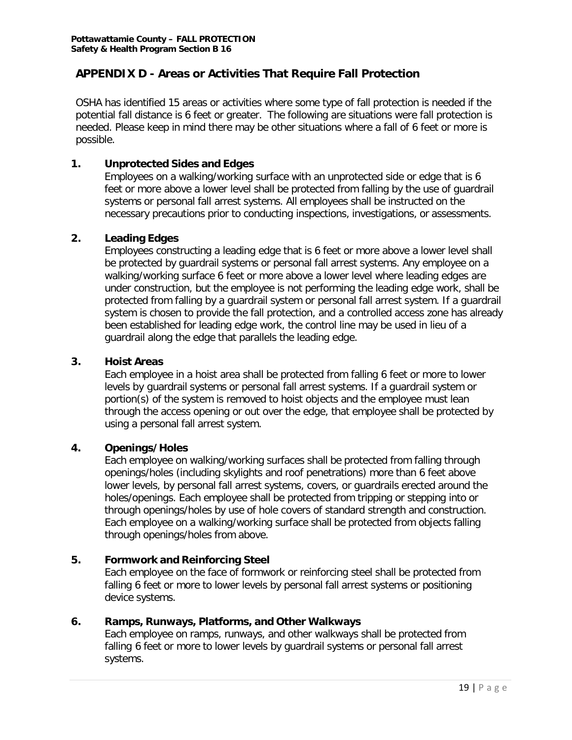## APPENDIX D - Areas or Activities That Require Fall Protection

OSHA has identified 15 areas or activities where some type of fall protection is needed if the potential fall distance is 6 feet or greater. The following are situations were fall protection is needed. Please keep in mind there may be other situations where a fall of 6 feet or more is possible.

**1. Unprotected Sides and Edges**

Employees on a walking/working surface with an unprotected side or edge that is 6 feet or more above a lower level shall be protected from falling by the use of guardrail systems or personal fall arrest systems. All employees shall be instructed on the necessary precautions prior to conducting inspections, investigations, or assessments.

**2. Leading Edges**

Employees constructing a leading edge that is 6 feet or more above a lower level shall be protected by guardrail systems or personal fall arrest systems. Any employee on a walking/working surface 6 feet or more above a lower level where leading edges are under construction, but the employee is not performing the leading edge work, shall be protected from falling by a guardrail system or personal fall arrest system. If a guardrail system is chosen to provide the fall protection, and a controlled access zone has already been established for leading edge work, the control line may be used in lieu of a guardrail along the edge that parallels the leading edge.

**3. Hoist Areas**

Each employee in a hoist area shall be protected from falling 6 feet or more to lower levels by guardrail systems or personal fall arrest systems. If a guardrail system or portion(s) of the system is removed to hoist objects and the employee must lean through the access opening or out over the edge, that employee shall be protected by using a personal fall arrest system.

**4. Openings/Holes**

Each employee on walking/working surfaces shall be protected from falling through openings/holes (including skylights and roof penetrations) more than 6 feet above lower levels, by personal fall arrest systems, covers, or guardrails erected around the holes/openings. Each employee shall be protected from tripping or stepping into or through openings/holes by use of hole covers of standard strength and construction. Each employee on a walking/working surface shall be protected from objects falling through openings/holes from above.

**5. Formwork and Reinforcing Steel**

Each employee on the face of formwork or reinforcing steel shall be protected from falling 6 feet or more to lower levels by personal fall arrest systems or positioning device systems.

**6. Ramps, Runways, Platforms, and Other Walkways**

Each employee on ramps, runways, and other walkways shall be protected from falling 6 feet or more to lower levels by guardrail systems or personal fall arrest systems.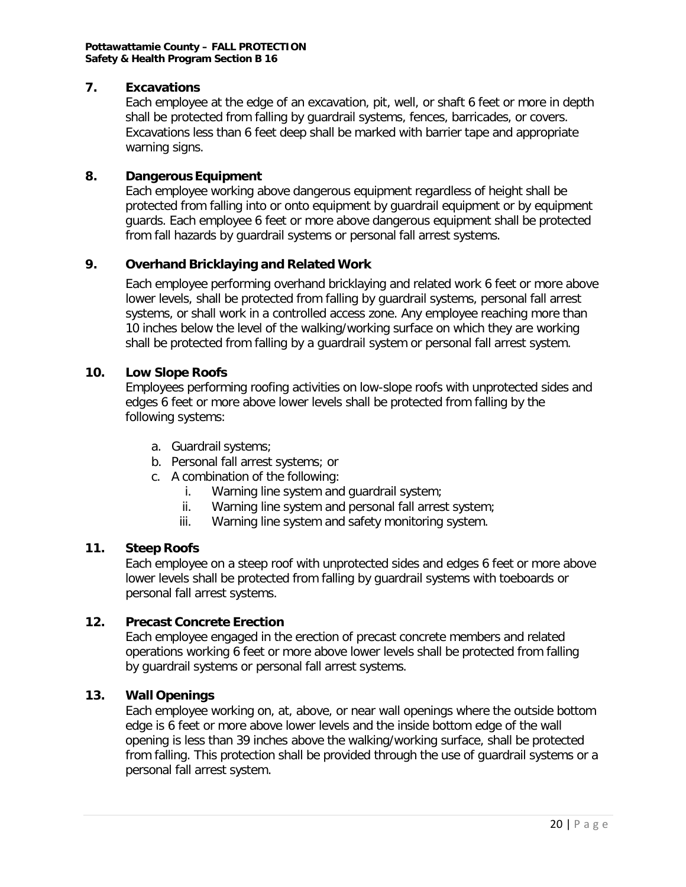## 7. Excavations

Each employee at the edge of an excavation, pit, well, or shaft 6 feet or more in depth shall be protected from falling by guardrail systems, fences, barricades, or covers. Excavations less than 6 feet deep shall be marked with barrier tape and appropriate warning signs.

## 8. Dangerous Equipment

Each employee working above dangerous equipment regardless of height shall be protected from falling into or onto equipment by guardrail equipment or by equipment guards. Each employee 6 feet or more above dangerous equipment shall be protected from fall hazards by guardrail systems or personal fall arrest systems.

## 9. Overhand Bricklaying and Related Work

Each employee performing overhand bricklaying and related work 6 feet or more above lower levels, shall be protected from falling by guardrail systems, personal fall arrest systems, or shall work in a controlled access zone. Any employee reaching more than 10 inches below the level of the walking/working surface on which they are working shall be protected from falling by a guardrail system or personal fall arrest system.

## 10. Low Slope Roofs

Employees performing roofing activities on low-slope roofs with unprotected sides and edges 6 feet or more above lower levels shall be protected from falling by the following systems:

a. Guardrail systems;
b. Personal fall arrest systems; or
c. A combination of the following:
    i. Warning line system and guardrail system;
    ii. Warning line system and personal fall arrest system;
    iii. Warning line system and safety monitoring system.

## 11. Steep Roofs

Each employee on a steep roof with unprotected sides and edges 6 feet or more above lower levels shall be protected from falling by guardrail systems with toeboards or personal fall arrest systems.

## 12. Precast Concrete Erection

Each employee engaged in the erection of precast concrete members and related operations working 6 feet or more above lower levels shall be protected from falling by guardrail systems or personal fall arrest systems.

## 13. Wall Openings

Each employee working on, at, above, or near wall openings where the outside bottom edge is 6 feet or more above lower levels and the inside bottom edge of the wall opening is less than 39 inches above the walking/working surface, shall be protected from falling. This protection shall be provided through the use of guardrail systems or a personal fall arrest system.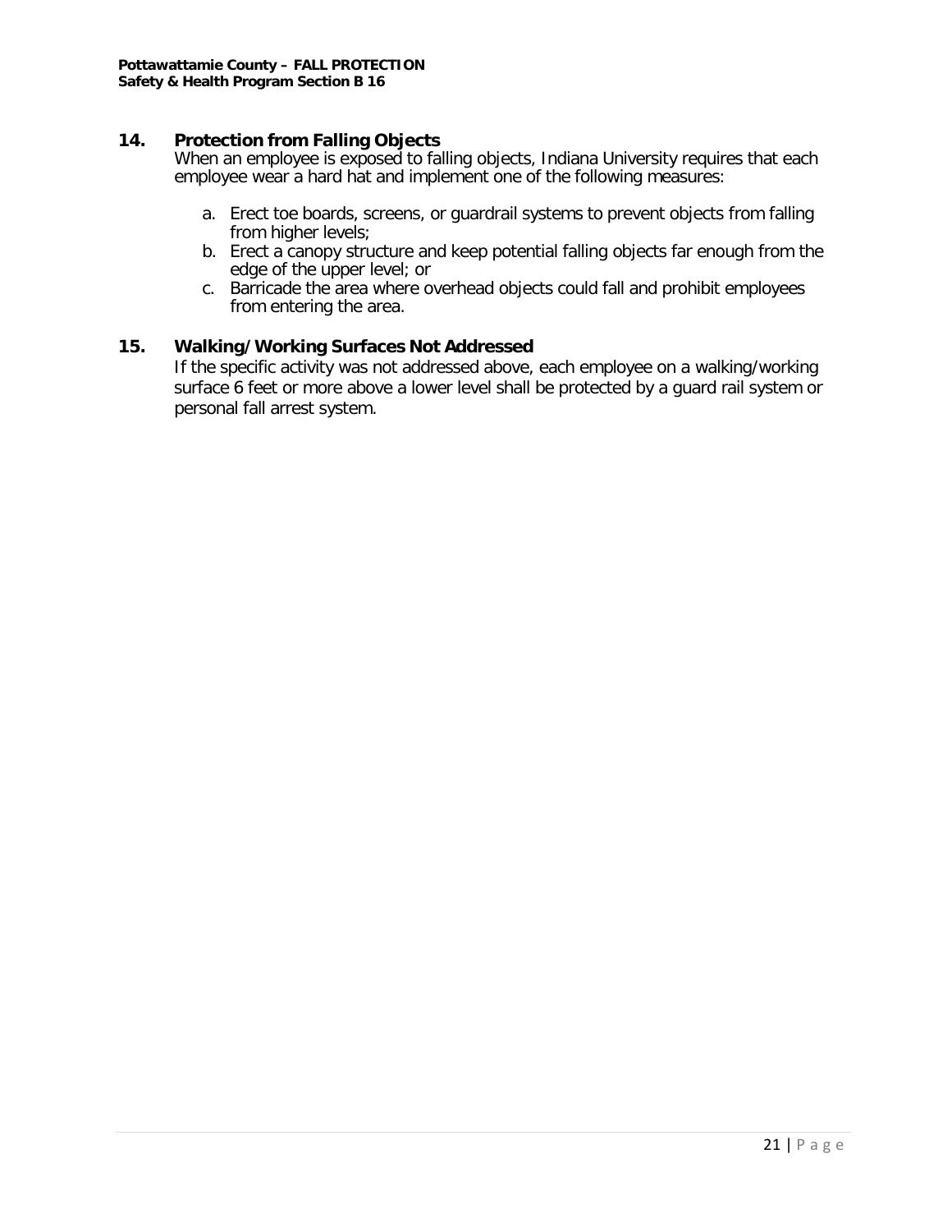## 14. Protection from Falling Objects

When an employee is exposed to falling objects, Indiana University requires that each employee wear a hard hat and implement one of the following measures:

a. Erect toe boards, screens, or guardrail systems to prevent objects from falling from higher levels;
b. Erect a canopy structure and keep potential falling objects far enough from the edge of the upper level; or
c. Barricade the area where overhead objects could fall and prohibit employees from entering the area.

## 15. Walking/Working Surfaces Not Addressed

If the specific activity was not addressed above, each employee on a walking/working surface 6 feet or more above a lower level shall be protected by a guard rail system or personal fall arrest system.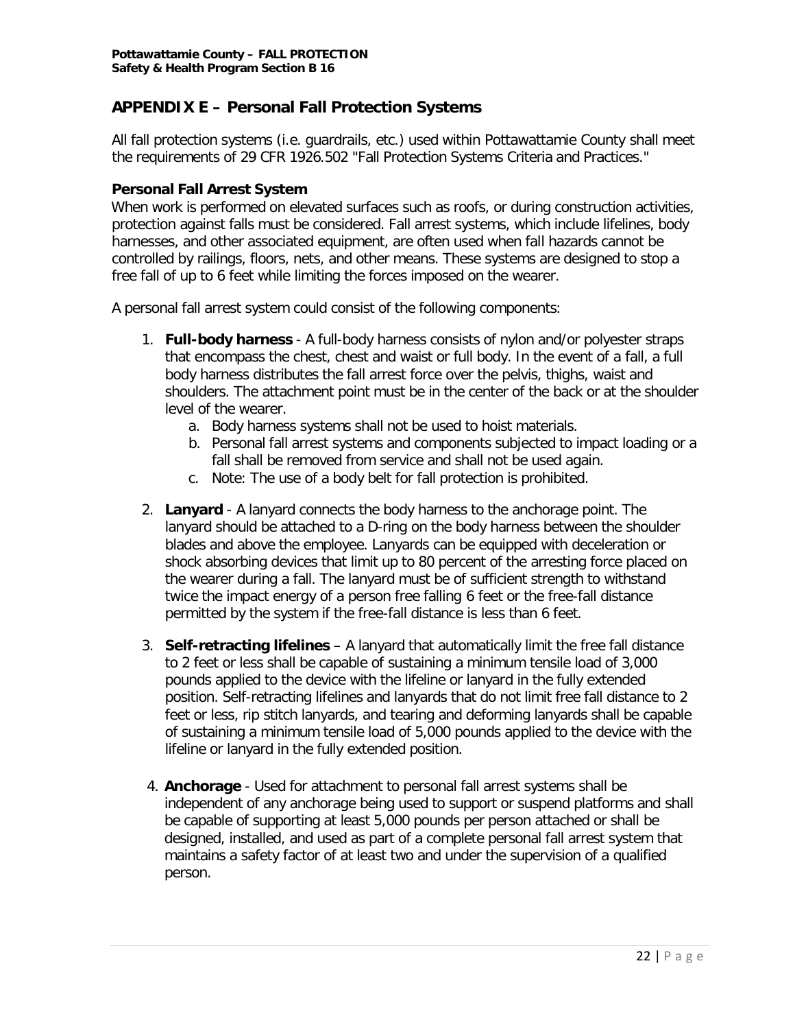## APPENDIX E – Personal Fall Protection Systems

All fall protection systems (i.e. guardrails, etc.) used within Pottawattamie County shall meet the requirements of 29 CFR 1926.502 "Fall Protection Systems Criteria and Practices."

### Personal Fall Arrest System

When work is performed on elevated surfaces such as roofs, or during construction activities, protection against falls must be considered. Fall arrest systems, which include lifelines, body harnesses, and other associated equipment, are often used when fall hazards cannot be controlled by railings, floors, nets, and other means. These systems are designed to stop a free fall of up to 6 feet while limiting the forces imposed on the wearer.

A personal fall arrest system could consist of the following components:

1. **Full-body harness** - A full-body harness consists of nylon and/or polyester straps that encompass the chest, chest and waist or full body. In the event of a fall, a full body harness distributes the fall arrest force over the pelvis, thighs, waist and shoulders. The attachment point must be in the center of the back or at the shoulder level of the wearer.
   a. Body harness systems shall not be used to hoist materials.
   b. Personal fall arrest systems and components subjected to impact loading or a fall shall be removed from service and shall not be used again.
   c. Note: The use of a body belt for fall protection is prohibited.

2. **Lanyard** - A lanyard connects the body harness to the anchorage point. The lanyard should be attached to a D-ring on the body harness between the shoulder blades and above the employee. Lanyards can be equipped with deceleration or shock absorbing devices that limit up to 80 percent of the arresting force placed on the wearer during a fall. The lanyard must be of sufficient strength to withstand twice the impact energy of a person free falling 6 feet or the free-fall distance permitted by the system if the free-fall distance is less than 6 feet.

3. **Self-retracting lifelines** – A lanyard that automatically limit the free fall distance to 2 feet or less shall be capable of sustaining a minimum tensile load of 3,000 pounds applied to the device with the lifeline or lanyard in the fully extended position. Self-retracting lifelines and lanyards that do not limit free fall distance to 2 feet or less, rip stitch lanyards, and tearing and deforming lanyards shall be capable of sustaining a minimum tensile load of 5,000 pounds applied to the device with the lifeline or lanyard in the fully extended position.

4. **Anchorage** - Used for attachment to personal fall arrest systems shall be independent of any anchorage being used to support or suspend platforms and shall be capable of supporting at least 5,000 pounds per person attached or shall be designed, installed, and used as part of a complete personal fall arrest system that maintains a safety factor of at least two and under the supervision of a qualified person.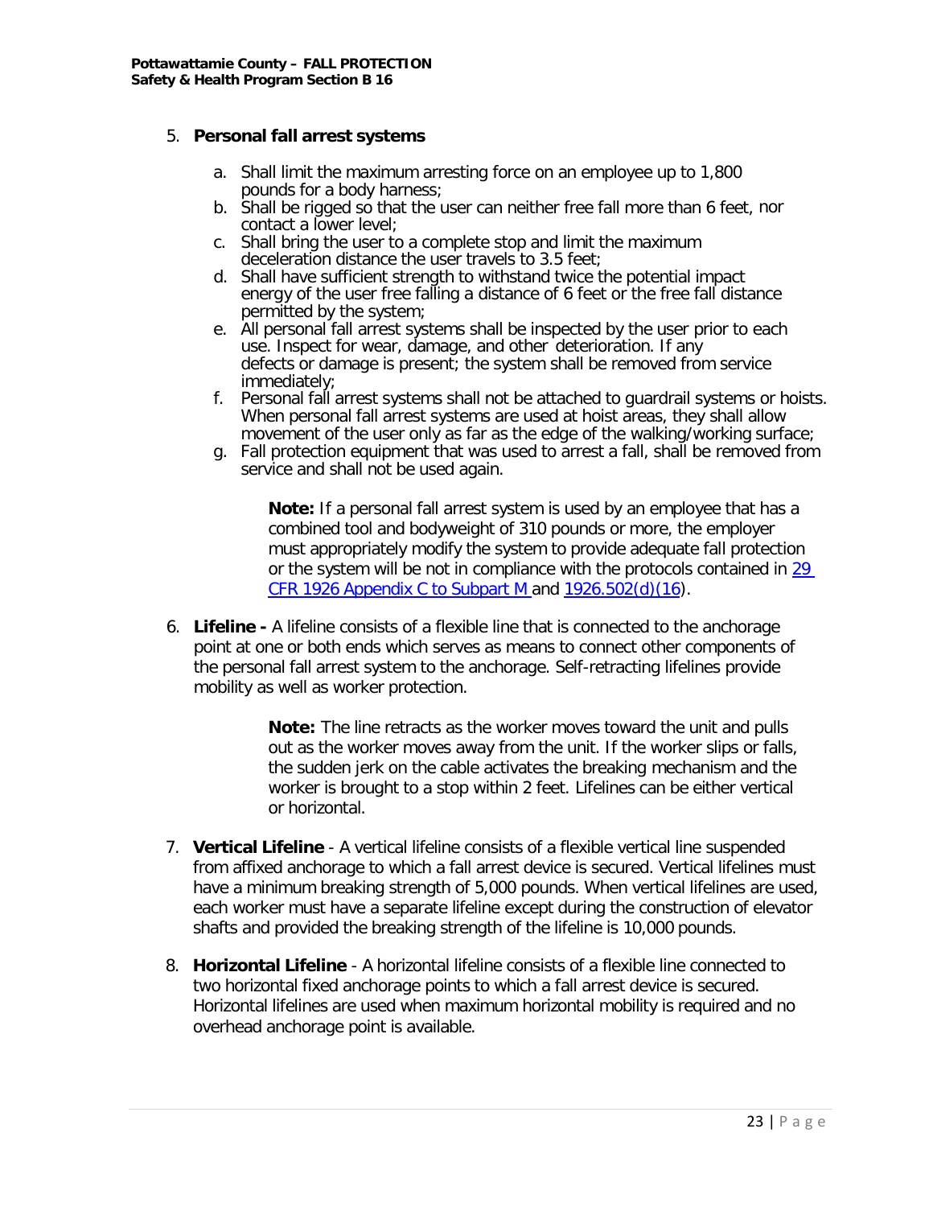5. **Personal fall arrest systems**

    a. Shall limit the maximum arresting force on an employee up to 1,800 pounds for a body harness;
    b. Shall be rigged so that the user can neither free fall more than 6 feet, nor contact a lower level;
    c. Shall bring the user to a complete stop and limit the maximum deceleration distance the user travels to 3.5 feet;
    d. Shall have sufficient strength to withstand twice the potential impact energy of the user free falling a distance of 6 feet or the free fall distance permitted by the system;
    e. All personal fall arrest systems shall be inspected by the user prior to each use. Inspect for wear, damage, and other deterioration. If any defects or damage is present; the system shall be removed from service immediately;
    f. Personal fall arrest systems shall not be attached to guardrail systems or hoists. When personal fall arrest systems are used at hoist areas, they shall allow movement of the user only as far as the edge of the walking/working surface;
    g. Fall protection equipment that was used to arrest a fall, shall be removed from service and shall not be used again.

    > **Note:** If a personal fall arrest system is used by an employee that has a combined tool and bodyweight of 310 pounds or more, the employer must appropriately modify the system to provide adequate fall protection or the system will be not in compliance with the protocols contained in 29 CFR 1926 Appendix C to Subpart M and 1926.502(d)(16).

6. **Lifeline -** A lifeline consists of a flexible line that is connected to the anchorage point at one or both ends which serves as means to connect other components of the personal fall arrest system to the anchorage. Self-retracting lifelines provide mobility as well as worker protection.

    > **Note:** The line retracts as the worker moves toward the unit and pulls out as the worker moves away from the unit. If the worker slips or falls, the sudden jerk on the cable activates the breaking mechanism and the worker is brought to a stop within 2 feet. Lifelines can be either vertical or horizontal.

7. **Vertical Lifeline** - A vertical lifeline consists of a flexible vertical line suspended from affixed anchorage to which a fall arrest device is secured. Vertical lifelines must have a minimum breaking strength of 5,000 pounds. When vertical lifelines are used, each worker must have a separate lifeline except during the construction of elevator shafts and provided the breaking strength of the lifeline is 10,000 pounds.

8. **Horizontal Lifeline** - A horizontal lifeline consists of a flexible line connected to two horizontal fixed anchorage points to which a fall arrest device is secured. Horizontal lifelines are used when maximum horizontal mobility is required and no overhead anchorage point is available.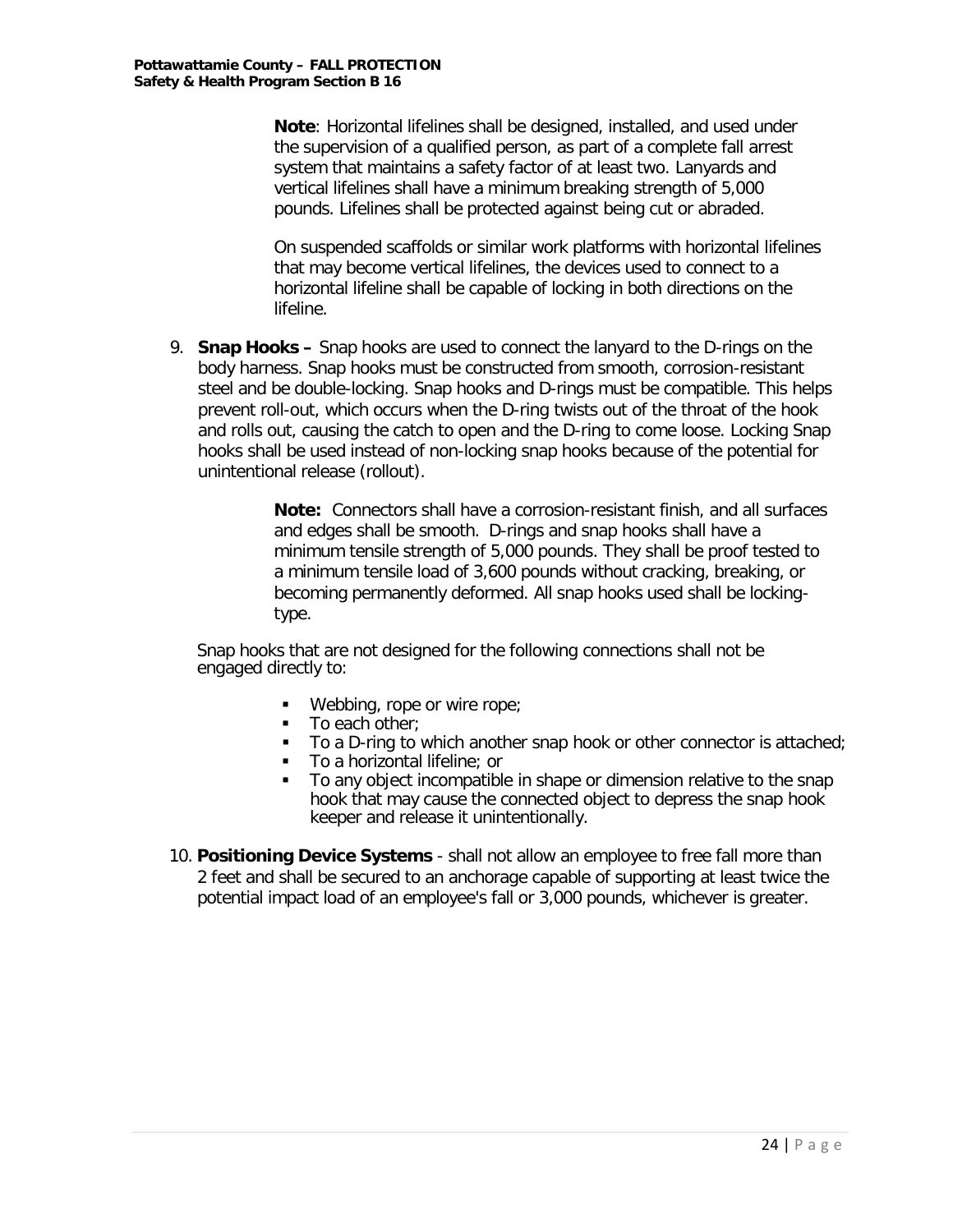**Note**: Horizontal lifelines shall be designed, installed, and used under the supervision of a qualified person, as part of a complete fall arrest system that maintains a safety factor of at least two. Lanyards and vertical lifelines shall have a minimum breaking strength of 5,000 pounds. Lifelines shall be protected against being cut or abraded.

On suspended scaffolds or similar work platforms with horizontal lifelines that may become vertical lifelines, the devices used to connect to a horizontal lifeline shall be capable of locking in both directions on the lifeline.

9. **Snap Hooks –** Snap hooks are used to connect the lanyard to the D-rings on the body harness. Snap hooks must be constructed from smooth, corrosion-resistant steel and be double-locking. Snap hooks and D-rings must be compatible. This helps prevent roll-out, which occurs when the D-ring twists out of the throat of the hook and rolls out, causing the catch to open and the D-ring to come loose. Locking Snap hooks shall be used instead of non-locking snap hooks because of the potential for unintentional release (rollout).

   **Note:** Connectors shall have a corrosion-resistant finish, and all surfaces and edges shall be smooth. D-rings and snap hooks shall have a minimum tensile strength of 5,000 pounds. They shall be proof tested to a minimum tensile load of 3,600 pounds without cracking, breaking, or becoming permanently deformed. All snap hooks used shall be locking-type.

   Snap hooks that are not designed for the following connections shall not be engaged directly to:

   - Webbing, rope or wire rope;
   - To each other;
   - To a D-ring to which another snap hook or other connector is attached;
   - To a horizontal lifeline; or
   - To any object incompatible in shape or dimension relative to the snap hook that may cause the connected object to depress the snap hook keeper and release it unintentionally.

10. **Positioning Device Systems** - shall not allow an employee to free fall more than 2 feet and shall be secured to an anchorage capable of supporting at least twice the potential impact load of an employee's fall or 3,000 pounds, whichever is greater.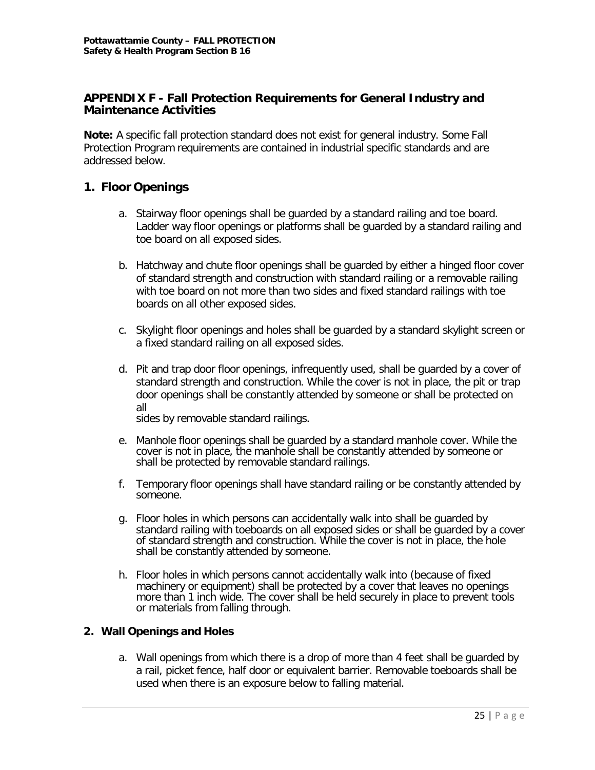## APPENDIX F - Fall Protection Requirements for General Industry and Maintenance Activities

**Note:** A specific fall protection standard does not exist for general industry. Some Fall Protection Program requirements are contained in industrial specific standards and are addressed below.

### 1. Floor Openings

a. Stairway floor openings shall be guarded by a standard railing and toe board. Ladder way floor openings or platforms shall be guarded by a standard railing and toe board on all exposed sides.

b. Hatchway and chute floor openings shall be guarded by either a hinged floor cover of standard strength and construction with standard railing or a removable railing with toe board on not more than two sides and fixed standard railings with toe boards on all other exposed sides.

c. Skylight floor openings and holes shall be guarded by a standard skylight screen or a fixed standard railing on all exposed sides.

d. Pit and trap door floor openings, infrequently used, shall be guarded by a cover of standard strength and construction. While the cover is not in place, the pit or trap door openings shall be constantly attended by someone or shall be protected on all sides by removable standard railings.

e. Manhole floor openings shall be guarded by a standard manhole cover. While the cover is not in place, the manhole shall be constantly attended by someone or shall be protected by removable standard railings.

f. Temporary floor openings shall have standard railing or be constantly attended by someone.

g. Floor holes in which persons can accidentally walk into shall be guarded by standard railing with toeboards on all exposed sides or shall be guarded by a cover of standard strength and construction. While the cover is not in place, the hole shall be constantly attended by someone.

h. Floor holes in which persons cannot accidentally walk into (because of fixed machinery or equipment) shall be protected by a cover that leaves no openings more than 1 inch wide. The cover shall be held securely in place to prevent tools or materials from falling through.

### 2. Wall Openings and Holes

a. Wall openings from which there is a drop of more than 4 feet shall be guarded by a rail, picket fence, half door or equivalent barrier. Removable toeboards shall be used when there is an exposure below to falling material.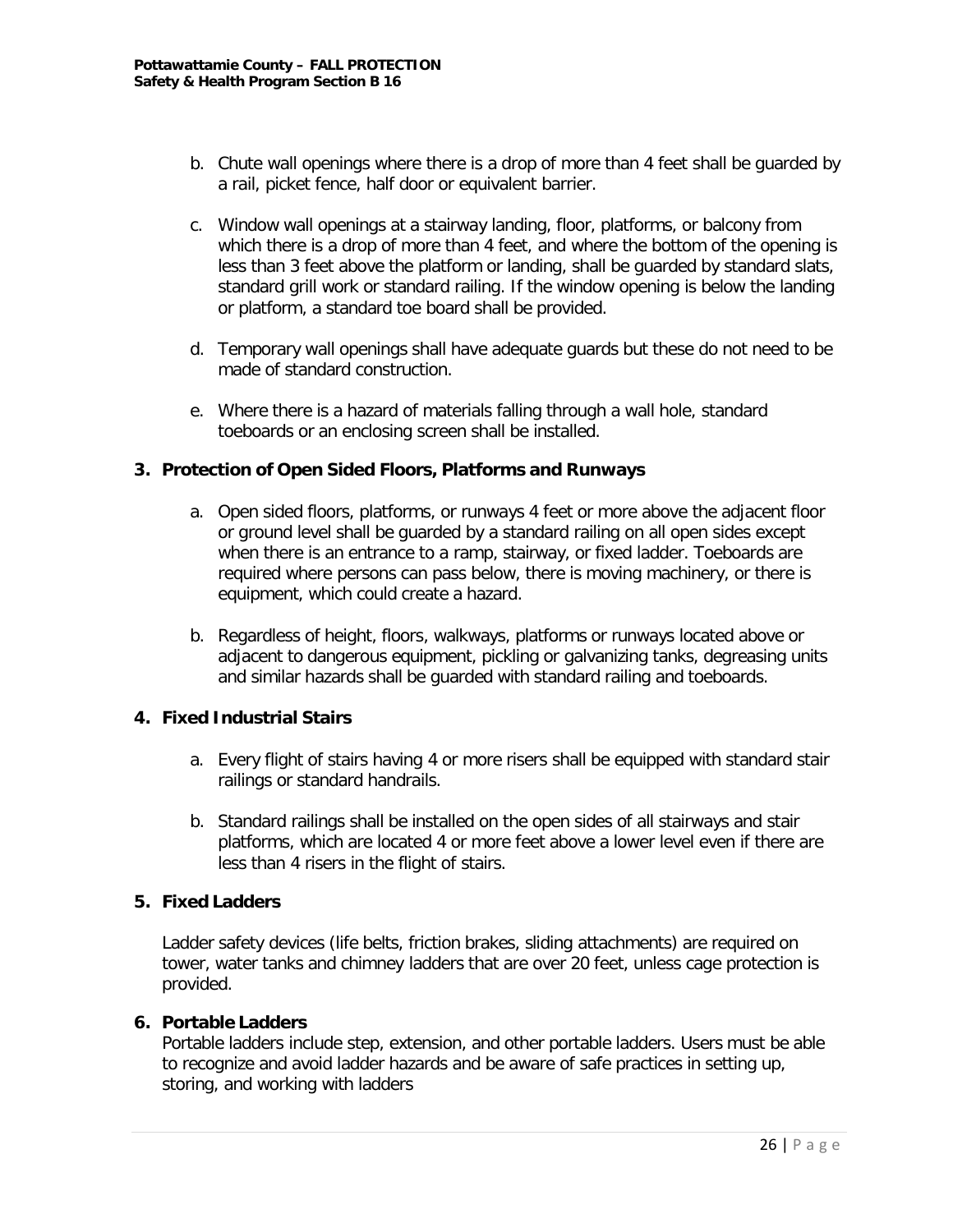b. Chute wall openings where there is a drop of more than 4 feet shall be guarded by a rail, picket fence, half door or equivalent barrier.

c. Window wall openings at a stairway landing, floor, platforms, or balcony from which there is a drop of more than 4 feet, and where the bottom of the opening is less than 3 feet above the platform or landing, shall be guarded by standard slats, standard grill work or standard railing. If the window opening is below the landing or platform, a standard toe board shall be provided.

d. Temporary wall openings shall have adequate guards but these do not need to be made of standard construction.

e. Where there is a hazard of materials falling through a wall hole, standard toeboards or an enclosing screen shall be installed.

**3. Protection of Open Sided Floors, Platforms and Runways**

a. Open sided floors, platforms, or runways 4 feet or more above the adjacent floor or ground level shall be guarded by a standard railing on all open sides except when there is an entrance to a ramp, stairway, or fixed ladder. Toeboards are required where persons can pass below, there is moving machinery, or there is equipment, which could create a hazard.

b. Regardless of height, floors, walkways, platforms or runways located above or adjacent to dangerous equipment, pickling or galvanizing tanks, degreasing units and similar hazards shall be guarded with standard railing and toeboards.

**4. Fixed Industrial Stairs**

a. Every flight of stairs having 4 or more risers shall be equipped with standard stair railings or standard handrails.

b. Standard railings shall be installed on the open sides of all stairways and stair platforms, which are located 4 or more feet above a lower level even if there are less than 4 risers in the flight of stairs.

**5. Fixed Ladders**

Ladder safety devices (life belts, friction brakes, sliding attachments) are required on tower, water tanks and chimney ladders that are over 20 feet, unless cage protection is provided.

**6. Portable Ladders**

Portable ladders include step, extension, and other portable ladders. Users must be able to recognize and avoid ladder hazards and be aware of safe practices in setting up, storing, and working with ladders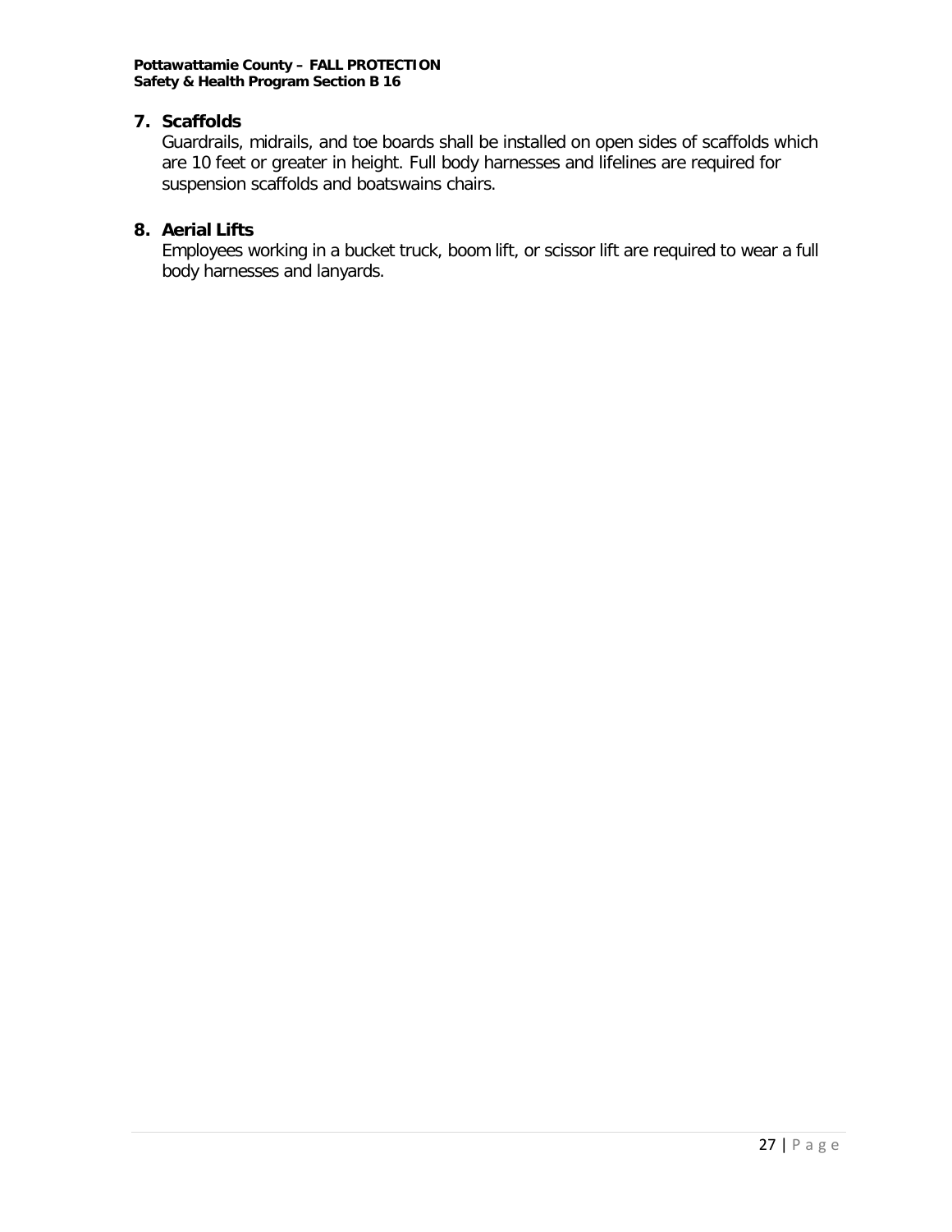7. **Scaffolds**
   Guardrails, midrails, and toe boards shall be installed on open sides of scaffolds which are 10 feet or greater in height. Full body harnesses and lifelines are required for suspension scaffolds and boatswains chairs.

8. **Aerial Lifts**
   Employees working in a bucket truck, boom lift, or scissor lift are required to wear a full body harnesses and lanyards.